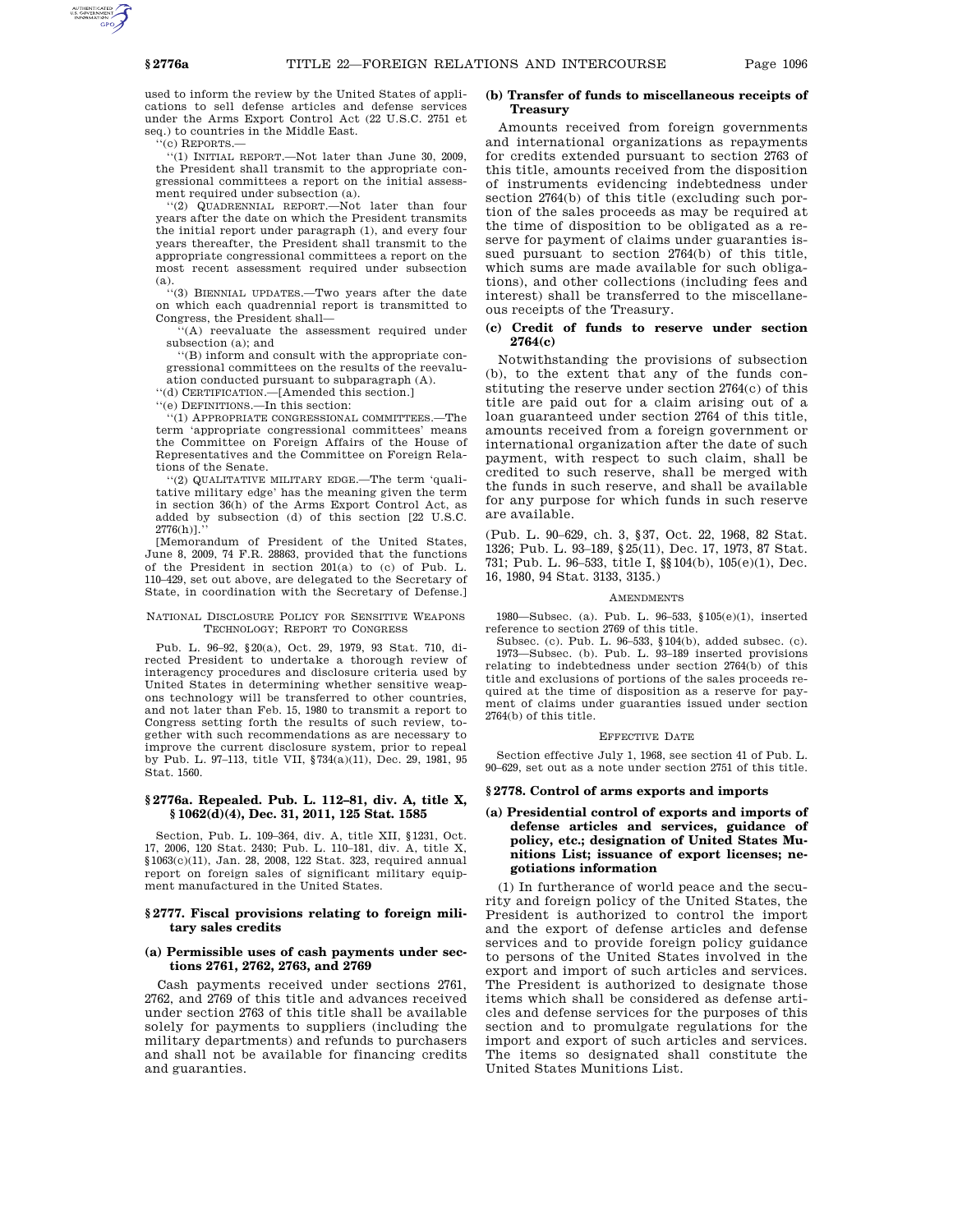used to inform the review by the United States of applications to sell defense articles and defense services under the Arms Export Control Act (22 U.S.C. 2751 et seq.) to countries in the Middle East.

''(c) REPORTS.—

''(1) INITIAL REPORT.—Not later than June 30, 2009, the President shall transmit to the appropriate congressional committees a report on the initial assessment required under subsection (a).

''(2) QUADRENNIAL REPORT.—Not later than four years after the date on which the President transmits the initial report under paragraph (1), and every four years thereafter, the President shall transmit to the appropriate congressional committees a report on the most recent assessment required under subsection (a).

''(3) BIENNIAL UPDATES.—Two years after the date on which each quadrennial report is transmitted to Congress, the President shall—

''(A) reevaluate the assessment required under subsection (a); and

''(B) inform and consult with the appropriate congressional committees on the results of the reevaluation conducted pursuant to subparagraph (A).

''(d) CERTIFICATION.—[Amended this section.]

''(e) DEFINITIONS.—In this section:

''(1) APPROPRIATE CONGRESSIONAL COMMITTEES.—The term 'appropriate congressional committees' means the Committee on Foreign Affairs of the House of Representatives and the Committee on Foreign Relations of the Senate.

''(2) QUALITATIVE MILITARY EDGE.—The term 'qualitative military edge' has the meaning given the term in section 36(h) of the Arms Export Control Act, as added by subsection (d) of this section [22 U.S.C. 2776(h)].''

[Memorandum of President of the United States, June 8, 2009, 74 F.R. 28863, provided that the functions of the President in section 201(a) to (c) of Pub. L. 110–429, set out above, are delegated to the Secretary of State, in coordination with the Secretary of Defense.]

NATIONAL DISCLOSURE POLICY FOR SENSITIVE WEAPONS TECHNOLOGY; REPORT TO CONGRESS

Pub. L. 96–92, §20(a), Oct. 29, 1979, 93 Stat. 710, directed President to undertake a thorough review of interagency procedures and disclosure criteria used by United States in determining whether sensitive weapons technology will be transferred to other countries, and not later than Feb. 15, 1980 to transmit a report to Congress setting forth the results of such review, together with such recommendations as are necessary to improve the current disclosure system, prior to repeal by Pub. L. 97–113, title VII, §734(a)(11), Dec. 29, 1981, 95 Stat. 1560.

## §2776a. Repealed. Pub. L. 112–81, div. A, title X, §1062(d)(4), Dec. 31, 2011, 125 Stat. 1585

Section, Pub. L. 109–364, div. A, title XII, §1231, Oct. 17, 2006, 120 Stat. 2430; Pub. L. 110–181, div. A, title X, §1063(c)(11), Jan. 28, 2008, 122 Stat. 323, required annual report on foreign sales of significant military equipment manufactured in the United States.

## §2777. Fiscal provisions relating to foreign military sales credits

### (a) Permissible uses of cash payments under sections 2761, 2762, 2763, and 2769

Cash payments received under sections 2761, 2762, and 2769 of this title and advances received under section 2763 of this title shall be available solely for payments to suppliers (including the military departments) and refunds to purchasers and shall not be available for financing credits and guaranties.

### (b) Transfer of funds to miscellaneous receipts of Treasury

Amounts received from foreign governments and international organizations as repayments for credits extended pursuant to section 2763 of this title, amounts received from the disposition of instruments evidencing indebtedness under section 2764(b) of this title (excluding such portion of the sales proceeds as may be required at the time of disposition to be obligated as a reserve for payment of claims under guaranties issued pursuant to section 2764(b) of this title, which sums are made available for such obligations), and other collections (including fees and interest) shall be transferred to the miscellaneous receipts of the Treasury.

### (c) Credit of funds to reserve under section 2764(c)

Notwithstanding the provisions of subsection (b), to the extent that any of the funds constituting the reserve under section 2764(c) of this title are paid out for a claim arising out of a loan guaranteed under section 2764 of this title, amounts received from a foreign government or international organization after the date of such payment, with respect to such claim, shall be credited to such reserve, shall be merged with the funds in such reserve, and shall be available for any purpose for which funds in such reserve are available.

(Pub. L. 90–629, ch. 3, §37, Oct. 22, 1968, 82 Stat. 1326; Pub. L. 93–189, §25(11), Dec. 17, 1973, 87 Stat. 731; Pub. L. 96–533, title I, §§104(b), 105(e)(1), Dec. 16, 1980, 94 Stat. 3133, 3135.)

AMENDMENTS

1980—Subsec. (a). Pub. L. 96–533, §105(e)(1), inserted reference to section 2769 of this title.

Subsec. (c). Pub. L. 96–533, §104(b), added subsec. (c).

1973—Subsec. (b). Pub. L. 93–189 inserted provisions relating to indebtedness under section 2764(b) of this title and exclusions of portions of the sales proceeds required at the time of disposition as a reserve for payment of claims under guaranties issued under section 2764(b) of this title.

EFFECTIVE DATE

Section effective July 1, 1968, see section 41 of Pub. L. 90–629, set out as a note under section 2751 of this title.

## §2778. Control of arms exports and imports

### (a) Presidential control of exports and imports of defense articles and services, guidance of policy, etc.; designation of United States Munitions List; issuance of export licenses; negotiations information

(1) In furtherance of world peace and the security and foreign policy of the United States, the President is authorized to control the import and the export of defense articles and defense services and to provide foreign policy guidance to persons of the United States involved in the export and import of such articles and services. The President is authorized to designate those items which shall be considered as defense articles and defense services for the purposes of this section and to promulgate regulations for the import and export of such articles and services. The items so designated shall constitute the United States Munitions List.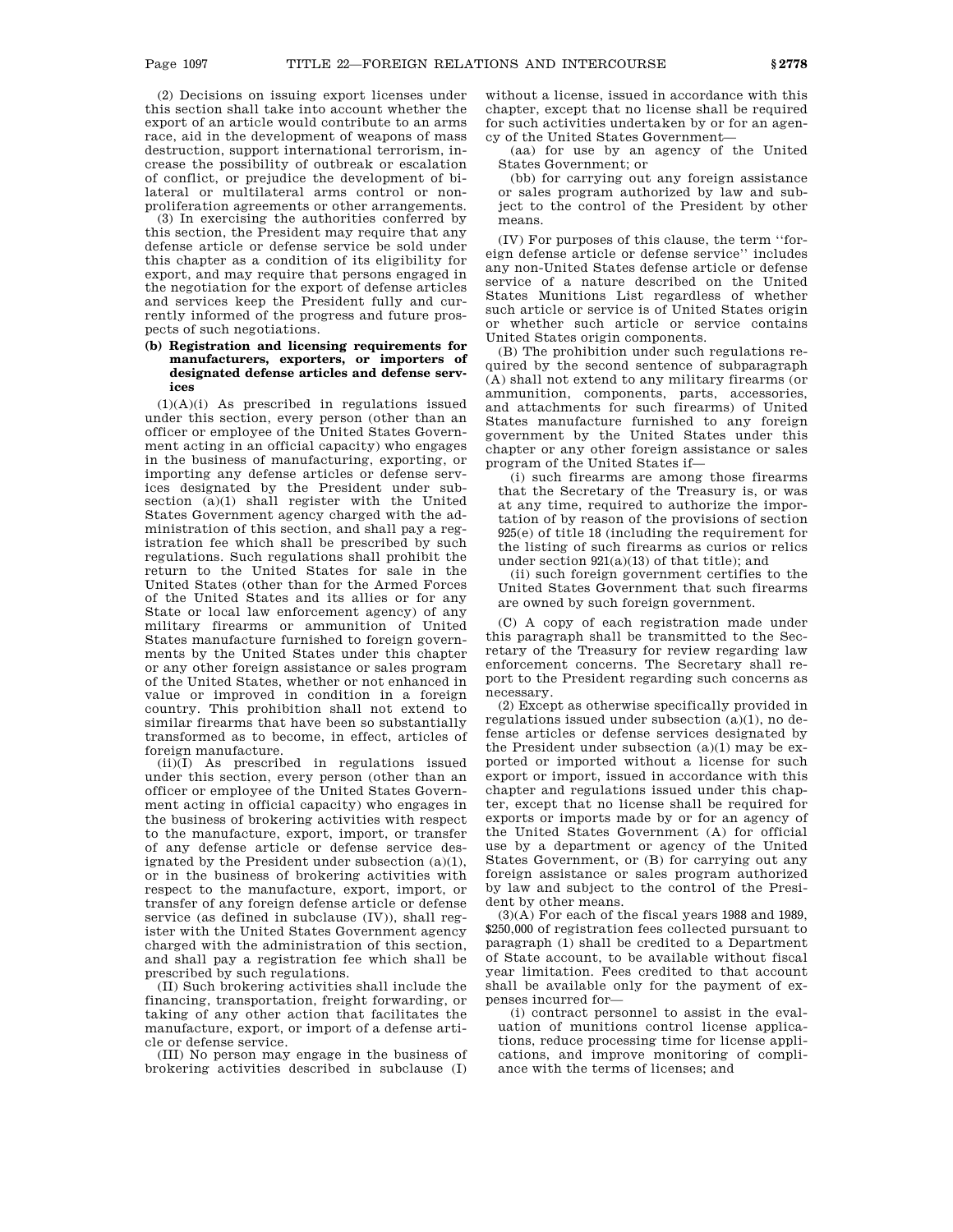(2) Decisions on issuing export licenses under this section shall take into account whether the export of an article would contribute to an arms race, aid in the development of weapons of mass destruction, support international terrorism, increase the possibility of outbreak or escalation of conflict, or prejudice the development of bilateral or multilateral arms control or nonproliferation agreements or other arrangements.

(3) In exercising the authorities conferred by this section, the President may require that any defense article or defense service be sold under this chapter as a condition of its eligibility for export, and may require that persons engaged in the negotiation for the export of defense articles and services keep the President fully and currently informed of the progress and future prospects of such negotiations.

**(b) Registration and licensing requirements for manufacturers, exporters, or importers of designated defense articles and defense services**

(1)(A)(i) As prescribed in regulations issued under this section, every person (other than an officer or employee of the United States Government acting in an official capacity) who engages in the business of manufacturing, exporting, or importing any defense articles or defense services designated by the President under subsection (a)(1) shall register with the United States Government agency charged with the administration of this section, and shall pay a registration fee which shall be prescribed by such regulations. Such regulations shall prohibit the return to the United States for sale in the United States (other than for the Armed Forces of the United States and its allies or for any State or local law enforcement agency) of any military firearms or ammunition of United States manufacture furnished to foreign governments by the United States under this chapter or any other foreign assistance or sales program of the United States, whether or not enhanced in value or improved in condition in a foreign country. This prohibition shall not extend to similar firearms that have been so substantially transformed as to become, in effect, articles of foreign manufacture.

(ii)(I) As prescribed in regulations issued under this section, every person (other than an officer or employee of the United States Government acting in official capacity) who engages in the business of brokering activities with respect to the manufacture, export, import, or transfer of any defense article or defense service designated by the President under subsection (a)(1), or in the business of brokering activities with respect to the manufacture, export, import, or transfer of any foreign defense article or defense service (as defined in subclause (IV)), shall register with the United States Government agency charged with the administration of this section, and shall pay a registration fee which shall be prescribed by such regulations.

(II) Such brokering activities shall include the financing, transportation, freight forwarding, or taking of any other action that facilitates the manufacture, export, or import of a defense article or defense service.

(III) No person may engage in the business of brokering activities described in subclause (I) without a license, issued in accordance with this chapter, except that no license shall be required for such activities undertaken by or for an agency of the United States Government—

(aa) for use by an agency of the United States Government; or

(bb) for carrying out any foreign assistance or sales program authorized by law and subject to the control of the President by other means.

(IV) For purposes of this clause, the term ''foreign defense article or defense service'' includes any non-United States defense article or defense service of a nature described on the United States Munitions List regardless of whether such article or service is of United States origin or whether such article or service contains United States origin components.

(B) The prohibition under such regulations required by the second sentence of subparagraph (A) shall not extend to any military firearms (or ammunition, components, parts, accessories, and attachments for such firearms) of United States manufacture furnished to any foreign government by the United States under this chapter or any other foreign assistance or sales program of the United States if—

(i) such firearms are among those firearms that the Secretary of the Treasury is, or was at any time, required to authorize the importation of by reason of the provisions of section 925(e) of title 18 (including the requirement for the listing of such firearms as curios or relics under section 921(a)(13) of that title); and

(ii) such foreign government certifies to the United States Government that such firearms are owned by such foreign government.

(C) A copy of each registration made under this paragraph shall be transmitted to the Secretary of the Treasury for review regarding law enforcement concerns. The Secretary shall report to the President regarding such concerns as necessary.

(2) Except as otherwise specifically provided in regulations issued under subsection (a)(1), no defense articles or defense services designated by the President under subsection (a)(1) may be exported or imported without a license for such export or import, issued in accordance with this chapter and regulations issued under this chapter, except that no license shall be required for exports or imports made by or for an agency of the United States Government (A) for official use by a department or agency of the United States Government, or (B) for carrying out any foreign assistance or sales program authorized by law and subject to the control of the President by other means.

(3)(A) For each of the fiscal years 1988 and 1989, $250,000 of registration fees collected pursuant to paragraph (1) shall be credited to a Department of State account, to be available without fiscal year limitation. Fees credited to that account shall be available only for the payment of expenses incurred for—

(i) contract personnel to assist in the evaluation of munitions control license applications, reduce processing time for license applications, and improve monitoring of compliance with the terms of licenses; and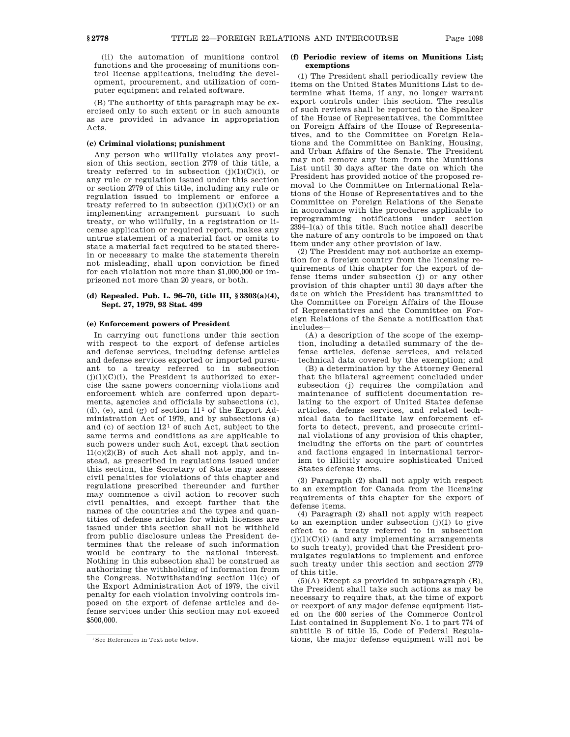(ii) the automation of munitions control functions and the processing of munitions control license applications, including the development, procurement, and utilization of computer equipment and related software.

(B) The authority of this paragraph may be exercised only to such extent or in such amounts as are provided in advance in appropriation Acts.

#### (c) Criminal violations; punishment

Any person who willfully violates any provision of this section, section 2779 of this title, a treaty referred to in subsection (j)(1)(C)(i), or any rule or regulation issued under this section or section 2779 of this title, including any rule or regulation issued to implement or enforce a treaty referred to in subsection (j)(1)(C)(i) or an implementing arrangement pursuant to such treaty, or who willfully, in a registration or license application or required report, makes any untrue statement of a material fact or omits to state a material fact required to be stated therein or necessary to make the statements therein not misleading, shall upon conviction be fined for each violation not more than $1,000,000 or imprisoned not more than 20 years, or both.

#### (d) Repealed. Pub. L. 96–70, title III, § 3303(a)(4), Sept. 27, 1979, 93 Stat. 499

#### (e) Enforcement powers of President

In carrying out functions under this section with respect to the export of defense articles and defense services, including defense articles and defense services exported or imported pursuant to a treaty referred to in subsection (j)(1)(C)(i), the President is authorized to exercise the same powers concerning violations and enforcement which are conferred upon departments, agencies and officials by subsections (c), (d), (e), and (g) of section 11[1] of the Export Administration Act of 1979, and by subsections (a) and (c) of section 12[1] of such Act, subject to the same terms and conditions as are applicable to such powers under such Act, except that section 11(c)(2)(B) of such Act shall not apply, and instead, as prescribed in regulations issued under this section, the Secretary of State may assess civil penalties for violations of this chapter and regulations prescribed thereunder and further may commence a civil action to recover such civil penalties, and except further that the names of the countries and the types and quantities of defense articles for which licenses are issued under this section shall not be withheld from public disclosure unless the President determines that the release of such information would be contrary to the national interest. Nothing in this subsection shall be construed as authorizing the withholding of information from the Congress. Notwithstanding section 11(c) of the Export Administration Act of 1979, the civil penalty for each violation involving controls imposed on the export of defense articles and defense services under this section may not exceed $500,000.

[1] See References in Text note below.

#### (f) Periodic review of items on Munitions List; exemptions

(1) The President shall periodically review the items on the United States Munitions List to determine what items, if any, no longer warrant export controls under this section. The results of such reviews shall be reported to the Speaker of the House of Representatives, the Committee on Foreign Affairs of the House of Representatives, and to the Committee on Foreign Relations and the Committee on Banking, Housing, and Urban Affairs of the Senate. The President may not remove any item from the Munitions List until 30 days after the date on which the President has provided notice of the proposed removal to the Committee on International Relations of the House of Representatives and to the Committee on Foreign Relations of the Senate in accordance with the procedures applicable to reprogramming notifications under section 2394–1(a) of this title. Such notice shall describe the nature of any controls to be imposed on that item under any other provision of law.

(2) The President may not authorize an exemption for a foreign country from the licensing requirements of this chapter for the export of defense items under subsection (j) or any other provision of this chapter until 30 days after the date on which the President has transmitted to the Committee on Foreign Affairs of the House of Representatives and the Committee on Foreign Relations of the Senate a notification that includes—

(A) a description of the scope of the exemption, including a detailed summary of the defense articles, defense services, and related technical data covered by the exemption; and

(B) a determination by the Attorney General that the bilateral agreement concluded under subsection (j) requires the compilation and maintenance of sufficient documentation relating to the export of United States defense articles, defense services, and related technical data to facilitate law enforcement efforts to detect, prevent, and prosecute criminal violations of any provision of this chapter, including the efforts on the part of countries and factions engaged in international terrorism to illicitly acquire sophisticated United States defense items.

(3) Paragraph (2) shall not apply with respect to an exemption for Canada from the licensing requirements of this chapter for the export of defense items.

(4) Paragraph (2) shall not apply with respect to an exemption under subsection (j)(1) to give effect to a treaty referred to in subsection (j)(1)(C)(i) (and any implementing arrangements to such treaty), provided that the President promulgates regulations to implement and enforce such treaty under this section and section 2779 of this title.

(5)(A) Except as provided in subparagraph (B), the President shall take such actions as may be necessary to require that, at the time of export or reexport of any major defense equipment listed on the 600 series of the Commerce Control List contained in Supplement No. 1 to part 774 of subtitle B of title 15, Code of Federal Regulations, the major defense equipment will not be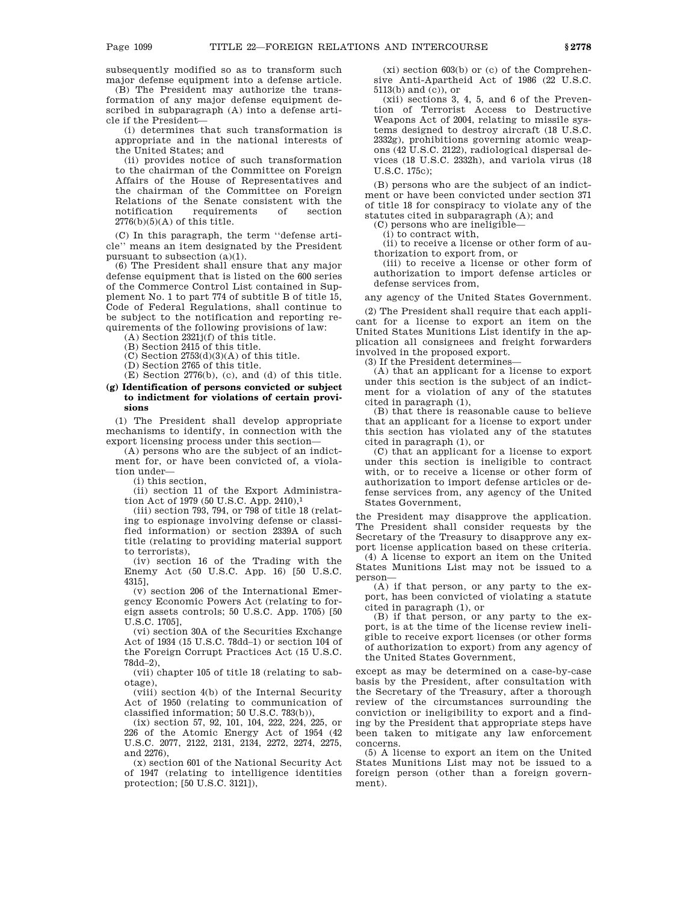subsequently modified so as to transform such major defense equipment into a defense article.

(B) The President may authorize the transformation of any major defense equipment described in subparagraph (A) into a defense article if the President—

(i) determines that such transformation is appropriate and in the national interests of the United States; and

(ii) provides notice of such transformation to the chairman of the Committee on Foreign Affairs of the House of Representatives and the chairman of the Committee on Foreign Relations of the Senate consistent with the notification requirements of section 2776(b)(5)(A) of this title.

(C) In this paragraph, the term ''defense article'' means an item designated by the President pursuant to subsection (a)(1).

(6) The President shall ensure that any major defense equipment that is listed on the 600 series of the Commerce Control List contained in Supplement No. 1 to part 774 of subtitle B of title 15, Code of Federal Regulations, shall continue to be subject to the notification and reporting requirements of the following provisions of law:

(A) Section 2321j(f) of this title.

(B) Section 2415 of this title.

(C) Section 2753(d)(3)(A) of this title.

(D) Section 2765 of this title.

(E) Section 2776(b), (c), and (d) of this title.

**(g) Identification of persons convicted or subject to indictment for violations of certain provisions**

(1) The President shall develop appropriate mechanisms to identify, in connection with the export licensing process under this section—

(A) persons who are the subject of an indictment for, or have been convicted of, a violation under—

(i) this section,

(ii) section 11 of the Export Administration Act of 1979 (50 U.S.C. App. 2410),[1]

(iii) section 793, 794, or 798 of title 18 (relating to espionage involving defense or classified information) or section 2339A of such title (relating to providing material support to terrorists),

(iv) section 16 of the Trading with the Enemy Act (50 U.S.C. App. 16) [50 U.S.C. 4315],

(v) section 206 of the International Emergency Economic Powers Act (relating to foreign assets controls; 50 U.S.C. App. 1705) [50 U.S.C. 1705],

(vi) section 30A of the Securities Exchange Act of 1934 (15 U.S.C. 78dd–1) or section 104 of the Foreign Corrupt Practices Act (15 U.S.C. 78dd–2),

(vii) chapter 105 of title 18 (relating to sabotage),

(viii) section 4(b) of the Internal Security Act of 1950 (relating to communication of classified information; 50 U.S.C. 783(b)),

(ix) section 57, 92, 101, 104, 222, 224, 225, or 226 of the Atomic Energy Act of 1954 (42 U.S.C. 2077, 2122, 2131, 2134, 2272, 2274, 2275, and 2276),

(x) section 601 of the National Security Act of 1947 (relating to intelligence identities protection; [50 U.S.C. 3121]),

(xi) section 603(b) or (c) of the Comprehensive Anti-Apartheid Act of 1986 (22 U.S.C. 5113(b) and (c)), or

(xii) sections 3, 4, 5, and 6 of the Prevention of Terrorist Access to Destructive Weapons Act of 2004, relating to missile systems designed to destroy aircraft (18 U.S.C. 2332g), prohibitions governing atomic weapons (42 U.S.C. 2122), radiological dispersal devices (18 U.S.C. 2332h), and variola virus (18 U.S.C. 175c);

(B) persons who are the subject of an indictment or have been convicted under section 371 of title 18 for conspiracy to violate any of the statutes cited in subparagraph (A); and

(C) persons who are ineligible—

(i) to contract with,

(ii) to receive a license or other form of authorization to export from, or

(iii) to receive a license or other form of authorization to import defense articles or defense services from,

any agency of the United States Government.

(2) The President shall require that each applicant for a license to export an item on the United States Munitions List identify in the application all consignees and freight forwarders involved in the proposed export.

(3) If the President determines—

(A) that an applicant for a license to export under this section is the subject of an indictment for a violation of any of the statutes cited in paragraph (1),

(B) that there is reasonable cause to believe that an applicant for a license to export under this section has violated any of the statutes cited in paragraph (1), or

(C) that an applicant for a license to export under this section is ineligible to contract with, or to receive a license or other form of authorization to import defense articles or defense services from, any agency of the United States Government,

the President may disapprove the application. The President shall consider requests by the Secretary of the Treasury to disapprove any export license application based on these criteria.

(4) A license to export an item on the United States Munitions List may not be issued to a person—

(A) if that person, or any party to the export, has been convicted of violating a statute cited in paragraph (1), or

(B) if that person, or any party to the export, is at the time of the license review ineligible to receive export licenses (or other forms of authorization to export) from any agency of the United States Government,

except as may be determined on a case-by-case basis by the President, after consultation with the Secretary of the Treasury, after a thorough review of the circumstances surrounding the conviction or ineligibility to export and a finding by the President that appropriate steps have been taken to mitigate any law enforcement concerns.

(5) A license to export an item on the United States Munitions List may not be issued to a foreign person (other than a foreign government).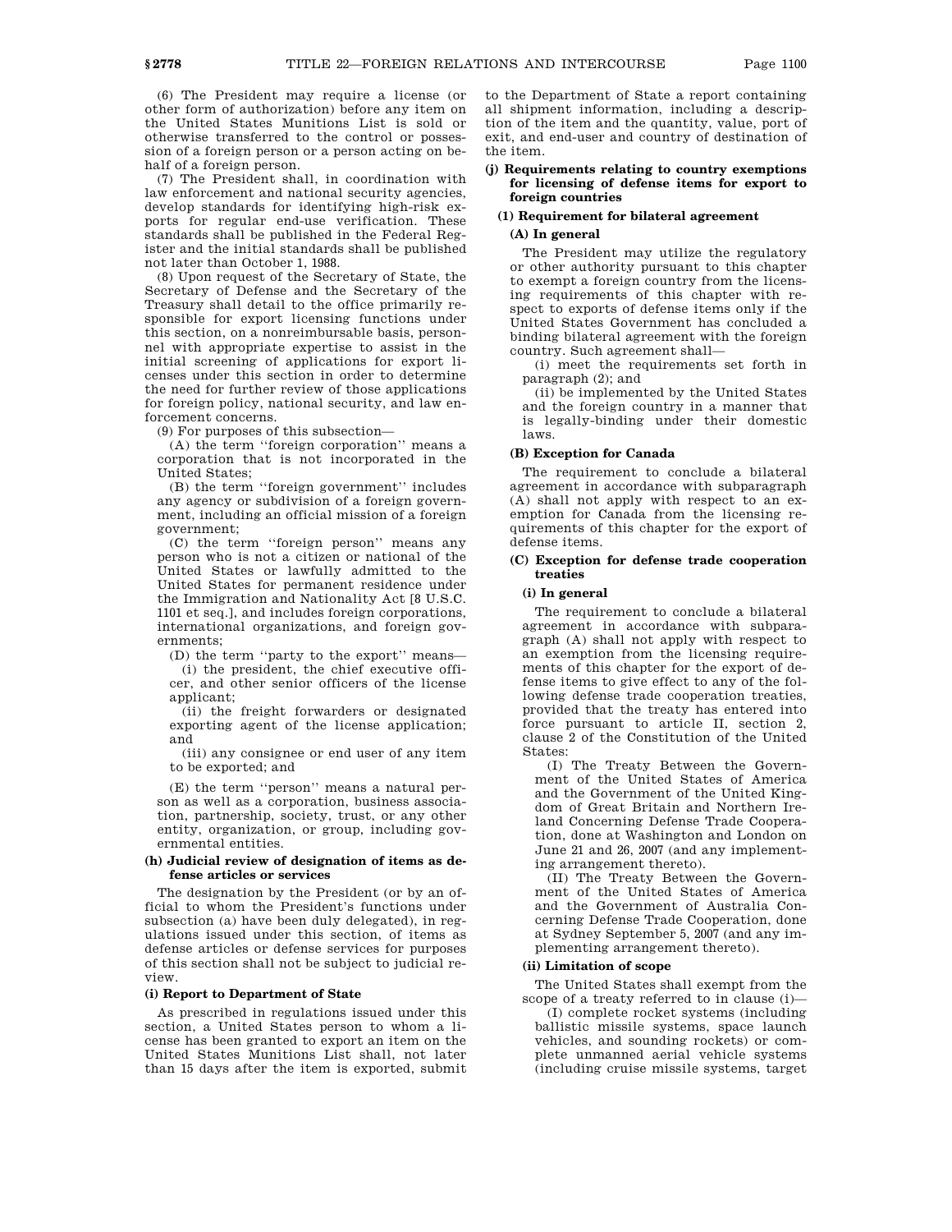(6) The President may require a license (or other form of authorization) before any item on the United States Munitions List is sold or otherwise transferred to the control or possession of a foreign person or a person acting on behalf of a foreign person.

(7) The President shall, in coordination with law enforcement and national security agencies, develop standards for identifying high-risk exports for regular end-use verification. These standards shall be published in the Federal Register and the initial standards shall be published not later than October 1, 1988.

(8) Upon request of the Secretary of State, the Secretary of Defense and the Secretary of the Treasury shall detail to the office primarily responsible for export licensing functions under this section, on a nonreimbursable basis, personnel with appropriate expertise to assist in the initial screening of applications for export licenses under this section in order to determine the need for further review of those applications for foreign policy, national security, and law enforcement concerns.

(9) For purposes of this subsection—

(A) the term ''foreign corporation'' means a corporation that is not incorporated in the United States;

(B) the term ''foreign government'' includes any agency or subdivision of a foreign government, including an official mission of a foreign government;

(C) the term ''foreign person'' means any person who is not a citizen or national of the United States or lawfully admitted to the United States for permanent residence under the Immigration and Nationality Act [8 U.S.C. 1101 et seq.], and includes foreign corporations, international organizations, and foreign governments;

(D) the term ''party to the export'' means—

(i) the president, the chief executive officer, and other senior officers of the license applicant;

(ii) the freight forwarders or designated exporting agent of the license application; and

(iii) any consignee or end user of any item to be exported; and

(E) the term ''person'' means a natural person as well as a corporation, business association, partnership, society, trust, or any other entity, organization, or group, including governmental entities.

#### (h) Judicial review of designation of items as defense articles or services

The designation by the President (or by an official to whom the President's functions under subsection (a) have been duly delegated), in regulations issued under this section, of items as defense articles or defense services for purposes of this section shall not be subject to judicial review.

#### (i) Report to Department of State

As prescribed in regulations issued under this section, a United States person to whom a license has been granted to export an item on the United States Munitions List shall, not later than 15 days after the item is exported, submit to the Department of State a report containing all shipment information, including a description of the item and the quantity, value, port of exit, and end-user and country of destination of the item.

#### (j) Requirements relating to country exemptions for licensing of defense items for export to foreign countries

##### (1) Requirement for bilateral agreement

###### (A) In general

The President may utilize the regulatory or other authority pursuant to this chapter to exempt a foreign country from the licensing requirements of this chapter with respect to exports of defense items only if the United States Government has concluded a binding bilateral agreement with the foreign country. Such agreement shall—

(i) meet the requirements set forth in paragraph (2); and

(ii) be implemented by the United States and the foreign country in a manner that is legally-binding under their domestic laws.

###### (B) Exception for Canada

The requirement to conclude a bilateral agreement in accordance with subparagraph (A) shall not apply with respect to an exemption for Canada from the licensing requirements of this chapter for the export of defense items.

###### (C) Exception for defense trade cooperation treaties

**(i) In general**

The requirement to conclude a bilateral agreement in accordance with subparagraph (A) shall not apply with respect to an exemption from the licensing requirements of this chapter for the export of defense items to give effect to any of the following defense trade cooperation treaties, provided that the treaty has entered into force pursuant to article II, section 2, clause 2 of the Constitution of the United States:

(I) The Treaty Between the Government of the United States of America and the Government of the United Kingdom of Great Britain and Northern Ireland Concerning Defense Trade Cooperation, done at Washington and London on June 21 and 26, 2007 (and any implementing arrangement thereto).

(II) The Treaty Between the Government of the United States of America and the Government of Australia Concerning Defense Trade Cooperation, done at Sydney September 5, 2007 (and any implementing arrangement thereto).

**(ii) Limitation of scope**

The United States shall exempt from the scope of a treaty referred to in clause (i)—

(I) complete rocket systems (including ballistic missile systems, space launch vehicles, and sounding rockets) or complete unmanned aerial vehicle systems (including cruise missile systems, target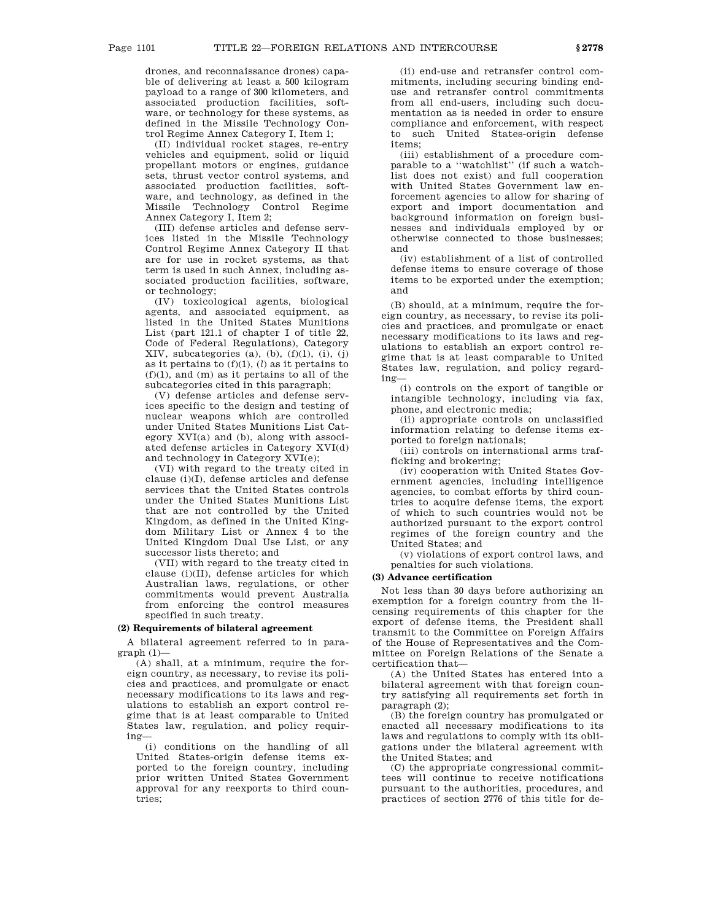drones, and reconnaissance drones) capable of delivering at least a 500 kilogram payload to a range of 300 kilometers, and associated production facilities, software, or technology for these systems, as defined in the Missile Technology Control Regime Annex Category I, Item 1;

(II) individual rocket stages, re-entry vehicles and equipment, solid or liquid propellant motors or engines, guidance sets, thrust vector control systems, and associated production facilities, software, and technology, as defined in the Missile Technology Control Regime Annex Category I, Item 2;

(III) defense articles and defense services listed in the Missile Technology Control Regime Annex Category II that are for use in rocket systems, as that term is used in such Annex, including associated production facilities, software, or technology;

(IV) toxicological agents, biological agents, and associated equipment, as listed in the United States Munitions List (part 121.1 of chapter I of title 22, Code of Federal Regulations), Category XIV, subcategories (a), (b), (f)(1), (i), (j) as it pertains to (f)(1), (*l*) as it pertains to (f)(1), and (m) as it pertains to all of the subcategories cited in this paragraph;

(V) defense articles and defense services specific to the design and testing of nuclear weapons which are controlled under United States Munitions List Category XVI(a) and (b), along with associated defense articles in Category XVI(d) and technology in Category XVI(e);

(VI) with regard to the treaty cited in clause (i)(I), defense articles and defense services that the United States controls under the United States Munitions List that are not controlled by the United Kingdom, as defined in the United Kingdom Military List or Annex 4 to the United Kingdom Dual Use List, or any successor lists thereto; and

(VII) with regard to the treaty cited in clause (i)(II), defense articles for which Australian laws, regulations, or other commitments would prevent Australia from enforcing the control measures specified in such treaty.

**(2) Requirements of bilateral agreement**

A bilateral agreement referred to in paragraph (1)—

(A) shall, at a minimum, require the foreign country, as necessary, to revise its policies and practices, and promulgate or enact necessary modifications to its laws and regulations to establish an export control regime that is at least comparable to United States law, regulation, and policy requiring—

(i) conditions on the handling of all United States-origin defense items exported to the foreign country, including prior written United States Government approval for any reexports to third countries;

(ii) end-use and retransfer control commitments, including securing binding end-use and retransfer control commitments from all end-users, including such documentation as is needed in order to ensure compliance and enforcement, with respect to such United States-origin defense items;

(iii) establishment of a procedure comparable to a "watchlist" (if such a watchlist does not exist) and full cooperation with United States Government law enforcement agencies to allow for sharing of export and import documentation and background information on foreign businesses and individuals employed by or otherwise connected to those businesses; and

(iv) establishment of a list of controlled defense items to ensure coverage of those items to be exported under the exemption; and

(B) should, at a minimum, require the foreign country, as necessary, to revise its policies and practices, and promulgate or enact necessary modifications to its laws and regulations to establish an export control regime that is at least comparable to United States law, regulation, and policy regarding—

(i) controls on the export of tangible or intangible technology, including via fax, phone, and electronic media;

(ii) appropriate controls on unclassified information relating to defense items exported to foreign nationals;

(iii) controls on international arms trafficking and brokering;

(iv) cooperation with United States Government agencies, including intelligence agencies, to combat efforts by third countries to acquire defense items, the export of which to such countries would not be authorized pursuant to the export control regimes of the foreign country and the United States; and

(v) violations of export control laws, and penalties for such violations.

**(3) Advance certification**

Not less than 30 days before authorizing an exemption for a foreign country from the licensing requirements of this chapter for the export of defense items, the President shall transmit to the Committee on Foreign Affairs of the House of Representatives and the Committee on Foreign Relations of the Senate a certification that—

(A) the United States has entered into a bilateral agreement with that foreign country satisfying all requirements set forth in paragraph (2);

(B) the foreign country has promulgated or enacted all necessary modifications to its laws and regulations to comply with its obligations under the bilateral agreement with the United States; and

(C) the appropriate congressional committees will continue to receive notifications pursuant to the authorities, procedures, and practices of section 2776 of this title for de-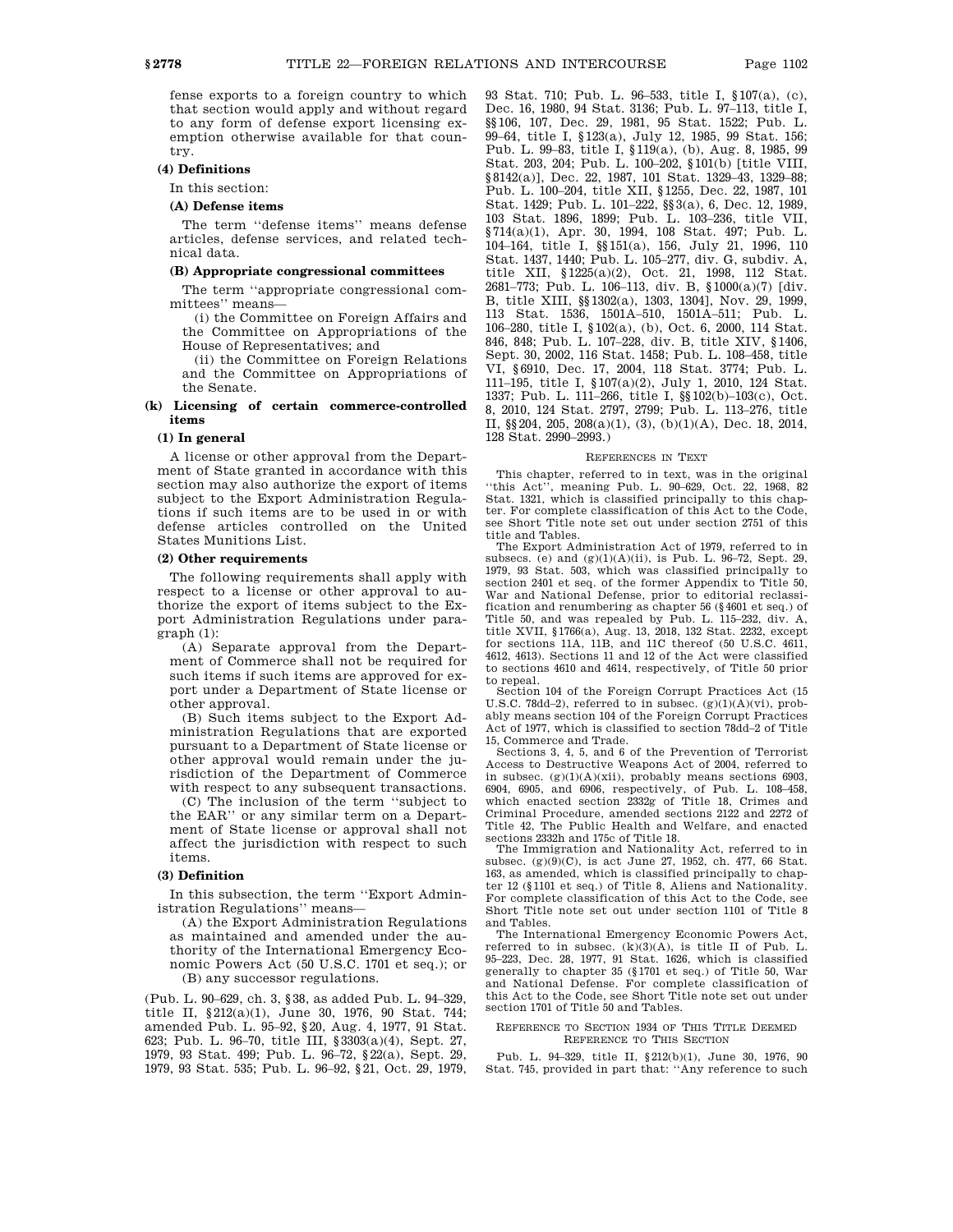fense exports to a foreign country to which that section would apply and without regard to any form of defense export licensing exemption otherwise available for that country.

**(4) Definitions**

In this section:

**(A) Defense items**

The term ''defense items'' means defense articles, defense services, and related technical data.

**(B) Appropriate congressional committees**

The term ''appropriate congressional committees'' means—

(i) the Committee on Foreign Affairs and the Committee on Appropriations of the House of Representatives; and

(ii) the Committee on Foreign Relations and the Committee on Appropriations of the Senate.

**(k) Licensing of certain commerce-controlled items**

**(1) In general**

A license or other approval from the Department of State granted in accordance with this section may also authorize the export of items subject to the Export Administration Regulations if such items are to be used in or with defense articles controlled on the United States Munitions List.

**(2) Other requirements**

The following requirements shall apply with respect to a license or other approval to authorize the export of items subject to the Export Administration Regulations under paragraph (1):

(A) Separate approval from the Department of Commerce shall not be required for such items if such items are approved for export under a Department of State license or other approval.

(B) Such items subject to the Export Administration Regulations that are exported pursuant to a Department of State license or other approval would remain under the jurisdiction of the Department of Commerce with respect to any subsequent transactions.

(C) The inclusion of the term ''subject to the EAR'' or any similar term on a Department of State license or approval shall not affect the jurisdiction with respect to such items.

**(3) Definition**

In this subsection, the term ''Export Administration Regulations'' means—

(A) the Export Administration Regulations as maintained and amended under the authority of the International Emergency Economic Powers Act (50 U.S.C. 1701 et seq.); or

(B) any successor regulations.

(Pub. L. 90–629, ch. 3, §38, as added Pub. L. 94–329, title II, §212(a)(1), June 30, 1976, 90 Stat. 744; amended Pub. L. 95–92, §20, Aug. 4, 1977, 91 Stat. 623; Pub. L. 96–70, title III, §3303(a)(4), Sept. 27, 1979, 93 Stat. 499; Pub. L. 96–72, §22(a), Sept. 29, 1979, 93 Stat. 535; Pub. L. 96–92, §21, Oct. 29, 1979, 93 Stat. 710; Pub. L. 96–533, title I, §107(a), (c), Dec. 16, 1980, 94 Stat. 3136; Pub. L. 97–113, title I, §§106, 107, Dec. 29, 1981, 95 Stat. 1522; Pub. L. 99–64, title I, §123(a), July 12, 1985, 99 Stat. 156; Pub. L. 99–83, title I, §119(a), (b), Aug. 8, 1985, 99 Stat. 203, 204; Pub. L. 100–202, §101(b) [title VIII, §8142(a)], Dec. 22, 1987, 101 Stat. 1329–43, 1329–88; Pub. L. 100–204, title XII, §1255, Dec. 22, 1987, 101 Stat. 1429; Pub. L. 101–222, §§3(a), 6, Dec. 12, 1989, 103 Stat. 1896, 1899; Pub. L. 103–236, title VII, §714(a)(1), Apr. 30, 1994, 108 Stat. 497; Pub. L. 104–164, title I, §§151(a), 156, July 21, 1996, 110 Stat. 1437, 1440; Pub. L. 105–277, div. G, subdiv. A, title XII, §1225(a)(2), Oct. 21, 1998, 112 Stat. 2681–773; Pub. L. 106–113, div. B, §1000(a)(7) [div. B, title XIII, §§1302(a), 1303, 1304], Nov. 29, 1999, 113 Stat. 1536, 1501A–510, 1501A–511; Pub. L. 106–280, title I, §102(a), (b), Oct. 6, 2000, 114 Stat. 846, 848; Pub. L. 107–228, div. B, title XIV, §1406, Sept. 30, 2002, 116 Stat. 1458; Pub. L. 108–458, title VI, §6910, Dec. 17, 2004, 118 Stat. 3774; Pub. L. 111–195, title I, §107(a)(2), July 1, 2010, 124 Stat. 1337; Pub. L. 111–266, title I, §§102(b)–103(c), Oct. 8, 2010, 124 Stat. 2797, 2799; Pub. L. 113–276, title II, §§204, 205, 208(a)(1), (3), (b)(1)(A), Dec. 18, 2014, 128 Stat. 2990–2993.)

REFERENCES IN TEXT

This chapter, referred to in text, was in the original ''this Act'', meaning Pub. L. 90–629, Oct. 22, 1968, 82 Stat. 1321, which is classified principally to this chapter. For complete classification of this Act to the Code, see Short Title note set out under section 2751 of this title and Tables.

The Export Administration Act of 1979, referred to in subsecs. (e) and (g)(1)(A)(ii), is Pub. L. 96–72, Sept. 29, 1979, 93 Stat. 503, which was classified principally to section 2401 et seq. of the former Appendix to Title 50, War and National Defense, prior to editorial reclassification and renumbering as chapter 56 (§4601 et seq.) of Title 50, and was repealed by Pub. L. 115–232, div. A, title XVII, §1766(a), Aug. 13, 2018, 132 Stat. 2232, except for sections 11A, 11B, and 11C thereof (50 U.S.C. 4611, 4612, 4613). Sections 11 and 12 of the Act were classified to sections 4610 and 4614, respectively, of Title 50 prior to repeal.

Section 104 of the Foreign Corrupt Practices Act (15 U.S.C. 78dd–2), referred to in subsec. (g)(1)(A)(vi), probably means section 104 of the Foreign Corrupt Practices Act of 1977, which is classified to section 78dd–2 of Title 15, Commerce and Trade.

Sections 3, 4, 5, and 6 of the Prevention of Terrorist Access to Destructive Weapons Act of 2004, referred to in subsec. (g)(1)(A)(xii), probably means sections 6903, 6904, 6905, and 6906, respectively, of Pub. L. 108–458, which enacted section 2332g of Title 18, Crimes and Criminal Procedure, amended sections 2122 and 2272 of Title 42, The Public Health and Welfare, and enacted sections 2332h and 175c of Title 18.

The Immigration and Nationality Act, referred to in subsec. (g)(9)(C), is act June 27, 1952, ch. 477, 66 Stat. 163, as amended, which is classified principally to chapter 12 (§1101 et seq.) of Title 8, Aliens and Nationality. For complete classification of this Act to the Code, see Short Title note set out under section 1101 of Title 8 and Tables.

The International Emergency Economic Powers Act, referred to in subsec. (k)(3)(A), is title II of Pub. L. 95–223, Dec. 28, 1977, 91 Stat. 1626, which is classified generally to chapter 35 (§1701 et seq.) of Title 50, War and National Defense. For complete classification of this Act to the Code, see Short Title note set out under section 1701 of Title 50 and Tables.

REFERENCE TO SECTION 1934 OF THIS TITLE DEEMED REFERENCE TO THIS SECTION

Pub. L. 94–329, title II, §212(b)(1), June 30, 1976, 90 Stat. 745, provided in part that: ''Any reference to such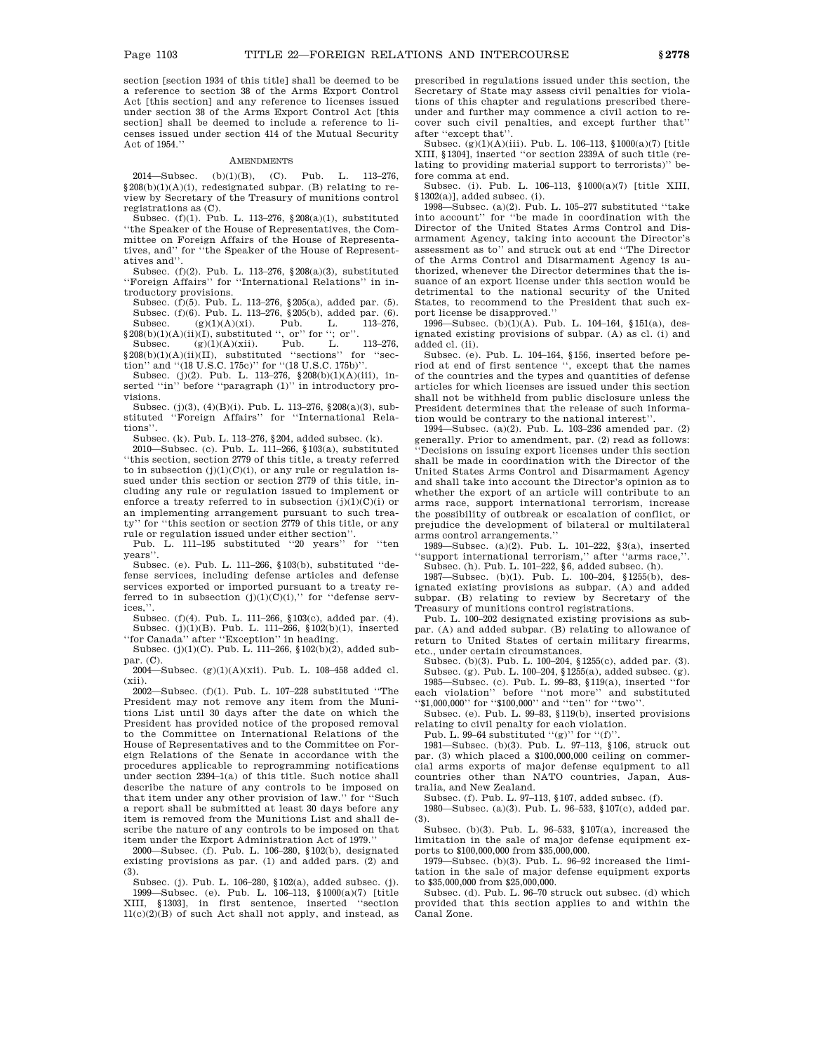section [section 1934 of this title] shall be deemed to be a reference to section 38 of the Arms Export Control Act [this section] and any reference to licenses issued under section 38 of the Arms Export Control Act [this section] shall be deemed to include a reference to licenses issued under section 414 of the Mutual Security Act of 1954.''

AMENDMENTS

2014—Subsec. (b)(1)(B), (C). Pub. L. 113–276, §208(b)(1)(A)(i), redesignated subpar. (B) relating to review by Secretary of the Treasury of munitions control registrations as (C).

Subsec. (f)(1). Pub. L. 113–276, §208(a)(1), substituted ''the Speaker of the House of Representatives, the Committee on Foreign Affairs of the House of Representatives, and'' for ''the Speaker of the House of Representatives and''.

Subsec. (f)(2). Pub. L. 113–276, §208(a)(3), substituted ''Foreign Affairs'' for ''International Relations'' in introductory provisions.

Subsec. (f)(5). Pub. L. 113–276, §205(a), added par. (5).

Subsec. (f)(6). Pub. L. 113–276, §205(b), added par. (6).

Subsec. (g)(1)(A)(xi). Pub. L. 113–276, §208(b)(1)(A)(ii)(I), substituted '', or'' for ''; or''.

Subsec. (g)(1)(A)(xii). Pub. L. 113–276, §208(b)(1)(A)(ii)(II), substituted ''sections'' for ''section'' and ''(18 U.S.C. 175c)'' for ''(18 U.S.C. 175b)''.

Subsec. (j)(2). Pub. L. 113–276, §208(b)(1)(A)(iii), inserted ''in'' before ''paragraph (1)'' in introductory provisions.

Subsec. (j)(3), (4)(B)(i). Pub. L. 113–276, §208(a)(3), substituted ''Foreign Affairs'' for ''International Relations''.

Subsec. (k). Pub. L. 113–276, §204, added subsec. (k).

2010—Subsec. (c). Pub. L. 111–266, §103(a), substituted ''this section, section 2779 of this title, a treaty referred to in subsection (j)(1)(C)(i), or any rule or regulation issued under this section or section 2779 of this title, including any rule or regulation issued to implement or enforce a treaty referred to in subsection (j)(1)(C)(i) or an implementing arrangement pursuant to such treaty'' for ''this section or section 2779 of this title, or any rule or regulation issued under either section''.

Pub. L. 111–195 substituted ''20 years'' for ''ten years''.

Subsec. (e). Pub. L. 111–266, §103(b), substituted ''defense services, including defense articles and defense services exported or imported pursuant to a treaty referred to in subsection (j)(1)(C)(i),'' for ''defense services,''.

Subsec. (f)(4). Pub. L. 111–266, §103(c), added par. (4).

Subsec. (j)(1)(B). Pub. L. 111–266, §102(b)(1), inserted ''for Canada'' after ''Exception'' in heading.

Subsec. (j)(1)(C). Pub. L. 111–266, §102(b)(2), added subpar. (C).

2004—Subsec. (g)(1)(A)(xii). Pub. L. 108–458 added cl. (xii).

2002—Subsec. (f)(1). Pub. L. 107–228 substituted ''The President may not remove any item from the Munitions List until 30 days after the date on which the President has provided notice of the proposed removal to the Committee on International Relations of the House of Representatives and to the Committee on Foreign Relations of the Senate in accordance with the procedures applicable to reprogramming notifications under section 2394–1(a) of this title. Such notice shall describe the nature of any controls to be imposed on that item under any other provision of law.'' for ''Such a report shall be submitted at least 30 days before any item is removed from the Munitions List and shall describe the nature of any controls to be imposed on that item under the Export Administration Act of 1979.''

2000—Subsec. (f). Pub. L. 106–280, §102(b), designated existing provisions as par. (1) and added pars. (2) and (3).

Subsec. (j). Pub. L. 106–280, §102(a), added subsec. (j).

1999—Subsec. (e). Pub. L. 106–113, §1000(a)(7) [title XIII, §1303], in first sentence, inserted ''section 11(c)(2)(B) of such Act shall not apply, and instead, as prescribed in regulations issued under this section, the Secretary of State may assess civil penalties for violations of this chapter and regulations prescribed thereunder and further may commence a civil action to recover such civil penalties, and except further that'' after ''except that''.

Subsec. (g)(1)(A)(iii). Pub. L. 106–113, §1000(a)(7) [title XIII, §1304], inserted ''or section 2339A of such title (relating to providing material support to terrorists)'' before comma at end.

Subsec. (i). Pub. L. 106–113, §1000(a)(7) [title XIII, §1302(a)], added subsec. (i).

1998—Subsec. (a)(2). Pub. L. 105–277 substituted ''take into account'' for ''be made in coordination with the Director of the United States Arms Control and Disarmament Agency, taking into account the Director's assessment as to'' and struck out at end ''The Director of the Arms Control and Disarmament Agency is authorized, whenever the Director determines that the issuance of an export license under this section would be detrimental to the national security of the United States, to recommend to the President that such export license be disapproved.''

1996—Subsec. (b)(1)(A). Pub. L. 104–164, §151(a), designated existing provisions of subpar. (A) as cl. (i) and added cl. (ii).

Subsec. (e). Pub. L. 104–164, §156, inserted before period at end of first sentence '', except that the names of the countries and the types and quantities of defense articles for which licenses are issued under this section shall not be withheld from public disclosure unless the President determines that the release of such information would be contrary to the national interest''.

1994—Subsec. (a)(2). Pub. L. 103–236 amended par. (2) generally. Prior to amendment, par. (2) read as follows: ''Decisions on issuing export licenses under this section shall be made in coordination with the Director of the United States Arms Control and Disarmament Agency and shall take into account the Director's opinion as to whether the export of an article will contribute to an arms race, support international terrorism, increase the possibility of outbreak or escalation of conflict, or prejudice the development of bilateral or multilateral arms control arrangements.''

1989—Subsec. (a)(2). Pub. L. 101–222, §3(a), inserted ''support international terrorism,'' after ''arms race,''.

Subsec. (h). Pub. L. 101–222, §6, added subsec. (h).

1987—Subsec. (b)(1). Pub. L. 100–204, §1255(b), designated existing provisions as subpar. (A) and added subpar. (B) relating to review by Secretary of the Treasury of munitions control registrations.

Pub. L. 100–202 designated existing provisions as subpar. (A) and added subpar. (B) relating to allowance of return to United States of certain military firearms, etc., under certain circumstances.

Subsec. (b)(3). Pub. L. 100–204, §1255(c), added par. (3).

Subsec. (g). Pub. L. 100–204, §1255(a), added subsec. (g).

1985—Subsec. (c). Pub. L. 99–83, §119(a), inserted ''for each violation'' before ''not more'' and substituted ''$1,000,000'' for ''$100,000'' and ''ten'' for ''two''.

Subsec. (e). Pub. L. 99–83, §119(b), inserted provisions relating to civil penalty for each violation.

Pub. L. 99–64 substituted ''(g)'' for ''(f)''.

1981—Subsec. (b)(3). Pub. L. 97–113, §106, struck out par. (3) which placed a $100,000,000 ceiling on commercial arms exports of major defense equipment to all countries other than NATO countries, Japan, Australia, and New Zealand.

Subsec. (f). Pub. L. 97–113, §107, added subsec. (f).

1980—Subsec. (a)(3). Pub. L. 96–533, §107(c), added par. (3).

Subsec. (b)(3). Pub. L. 96–533, §107(a), increased the limitation in the sale of major defense equipment exports to $100,000,000 from $35,000,000.

1979—Subsec. (b)(3). Pub. L. 96–92 increased the limitation in the sale of major defense equipment exports to $35,000,000 from $25,000,000.

Subsec. (d). Pub. L. 96–70 struck out subsec. (d) which provided that this section applies to and within the Canal Zone.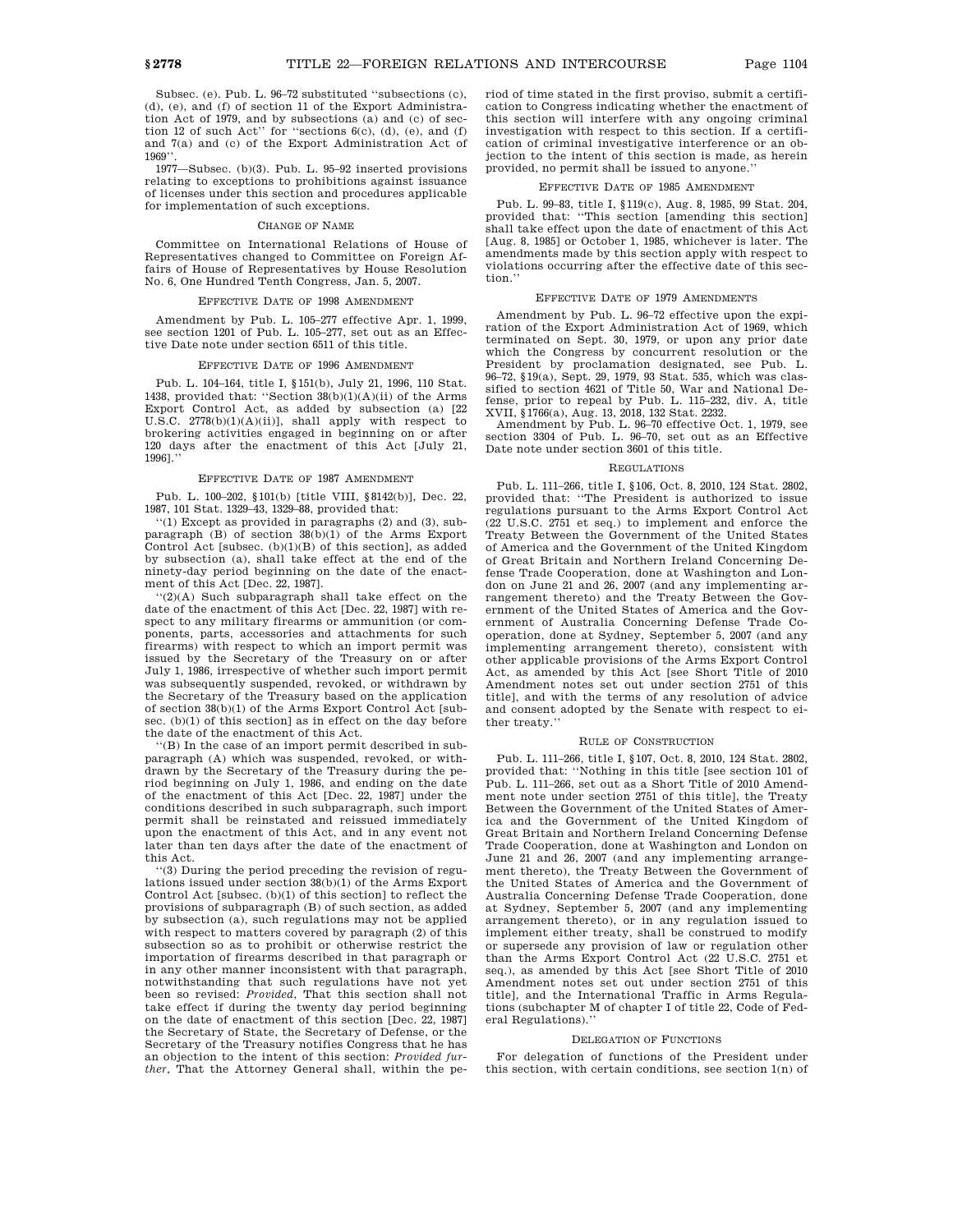Subsec. (e). Pub. L. 96–72 substituted ''subsections (c), (d), (e), and (f) of section 11 of the Export Administration Act of 1979, and by subsections (a) and (c) of section 12 of such Act'' for ''sections 6(c), (d), (e), and (f) and 7(a) and (c) of the Export Administration Act of 1969''.

1977—Subsec. (b)(3). Pub. L. 95–92 inserted provisions relating to exceptions to prohibitions against issuance of licenses under this section and procedures applicable for implementation of such exceptions.

#### CHANGE OF NAME

Committee on International Relations of House of Representatives changed to Committee on Foreign Affairs of House of Representatives by House Resolution No. 6, One Hundred Tenth Congress, Jan. 5, 2007.

#### EFFECTIVE DATE OF 1998 AMENDMENT

Amendment by Pub. L. 105–277 effective Apr. 1, 1999, see section 1201 of Pub. L. 105–277, set out as an Effective Date note under section 6511 of this title.

#### EFFECTIVE DATE OF 1996 AMENDMENT

Pub. L. 104–164, title I, §151(b), July 21, 1996, 110 Stat. 1438, provided that: ''Section 38(b)(1)(A)(ii) of the Arms Export Control Act, as added by subsection (a) [22 U.S.C. 2778(b)(1)(A)(ii)], shall apply with respect to brokering activities engaged in beginning on or after 120 days after the enactment of this Act [July 21, 1996].''

#### EFFECTIVE DATE OF 1987 AMENDMENT

Pub. L. 100–202, §101(b) [title VIII, §8142(b)], Dec. 22, 1987, 101 Stat. 1329–43, 1329–88, provided that:

''(1) Except as provided in paragraphs (2) and (3), subparagraph (B) of section 38(b)(1) of the Arms Export Control Act [subsec. (b)(1)(B) of this section], as added by subsection (a), shall take effect at the end of the ninety-day period beginning on the date of the enactment of this Act [Dec. 22, 1987].

''(2)(A) Such subparagraph shall take effect on the date of the enactment of this Act [Dec. 22, 1987] with respect to any military firearms or ammunition (or components, parts, accessories and attachments for such firearms) with respect to which an import permit was issued by the Secretary of the Treasury on or after July 1, 1986, irrespective of whether such import permit was subsequently suspended, revoked, or withdrawn by the Secretary of the Treasury based on the application of section 38(b)(1) of the Arms Export Control Act [subsec. (b)(1) of this section] as in effect on the day before the date of the enactment of this Act.

''(B) In the case of an import permit described in subparagraph (A) which was suspended, revoked, or withdrawn by the Secretary of the Treasury during the period beginning on July 1, 1986, and ending on the date of the enactment of this Act [Dec. 22, 1987] under the conditions described in such subparagraph, such import permit shall be reinstated and reissued immediately upon the enactment of this Act, and in any event not later than ten days after the date of the enactment of this Act.

''(3) During the period preceding the revision of regulations issued under section 38(b)(1) of the Arms Export Control Act [subsec. (b)(1) of this section] to reflect the provisions of subparagraph (B) of such section, as added by subsection (a), such regulations may not be applied with respect to matters covered by paragraph (2) of this subsection so as to prohibit or otherwise restrict the importation of firearms described in that paragraph or in any other manner inconsistent with that paragraph, notwithstanding that such regulations have not yet been so revised: *Provided*, That this section shall not take effect if during the twenty day period beginning on the date of enactment of this section [Dec. 22, 1987] the Secretary of State, the Secretary of Defense, or the Secretary of the Treasury notifies Congress that he has an objection to the intent of this section: *Provided further*, That the Attorney General shall, within the period of time stated in the first proviso, submit a certification to Congress indicating whether the enactment of this section will interfere with any ongoing criminal investigation with respect to this section. If a certification of criminal investigative interference or an objection to the intent of this section is made, as herein provided, no permit shall be issued to anyone.''

#### EFFECTIVE DATE OF 1985 AMENDMENT

Pub. L. 99–83, title I, §119(c), Aug. 8, 1985, 99 Stat. 204, provided that: ''This section [amending this section] shall take effect upon the date of enactment of this Act [Aug. 8, 1985] or October 1, 1985, whichever is later. The amendments made by this section apply with respect to violations occurring after the effective date of this section.''

#### EFFECTIVE DATE OF 1979 AMENDMENTS

Amendment by Pub. L. 96–72 effective upon the expiration of the Export Administration Act of 1969, which terminated on Sept. 30, 1979, or upon any prior date which the Congress by concurrent resolution or the President by proclamation designated, see Pub. L. 96–72, §19(a), Sept. 29, 1979, 93 Stat. 535, which was classified to section 4621 of Title 50, War and National Defense, prior to repeal by Pub. L. 115–232, div. A, title XVII, §1766(a), Aug. 13, 2018, 132 Stat. 2232.

Amendment by Pub. L. 96–70 effective Oct. 1, 1979, see section 3304 of Pub. L. 96–70, set out as an Effective Date note under section 3601 of this title.

#### REGULATIONS

Pub. L. 111–266, title I, §106, Oct. 8, 2010, 124 Stat. 2802, provided that: ''The President is authorized to issue regulations pursuant to the Arms Export Control Act (22 U.S.C. 2751 et seq.) to implement and enforce the Treaty Between the Government of the United States of America and the Government of the United Kingdom of Great Britain and Northern Ireland Concerning Defense Trade Cooperation, done at Washington and London on June 21 and 26, 2007 (and any implementing arrangement thereto) and the Treaty Between the Government of the United States of America and the Government of Australia Concerning Defense Trade Cooperation, done at Sydney, September 5, 2007 (and any implementing arrangement thereto), consistent with other applicable provisions of the Arms Export Control Act, as amended by this Act [see Short Title of 2010 Amendment notes set out under section 2751 of this title], and with the terms of any resolution of advice and consent adopted by the Senate with respect to either treaty.''

#### RULE OF CONSTRUCTION

Pub. L. 111–266, title I, §107, Oct. 8, 2010, 124 Stat. 2802, provided that: ''Nothing in this title [see section 101 of Pub. L. 111–266, set out as a Short Title of 2010 Amendment note under section 2751 of this title], the Treaty Between the Government of the United States of America and the Government of the United Kingdom of Great Britain and Northern Ireland Concerning Defense Trade Cooperation, done at Washington and London on June 21 and 26, 2007 (and any implementing arrangement thereto), the Treaty Between the Government of the United States of America and the Government of Australia Concerning Defense Trade Cooperation, done at Sydney, September 5, 2007 (and any implementing arrangement thereto), or in any regulation issued to implement either treaty, shall be construed to modify or supersede any provision of law or regulation other than the Arms Export Control Act (22 U.S.C. 2751 et seq.), as amended by this Act [see Short Title of 2010 Amendment notes set out under section 2751 of this title], and the International Traffic in Arms Regulations (subchapter M of chapter I of title 22, Code of Federal Regulations).''

#### DELEGATION OF FUNCTIONS

For delegation of functions of the President under this section, with certain conditions, see section 1(n) of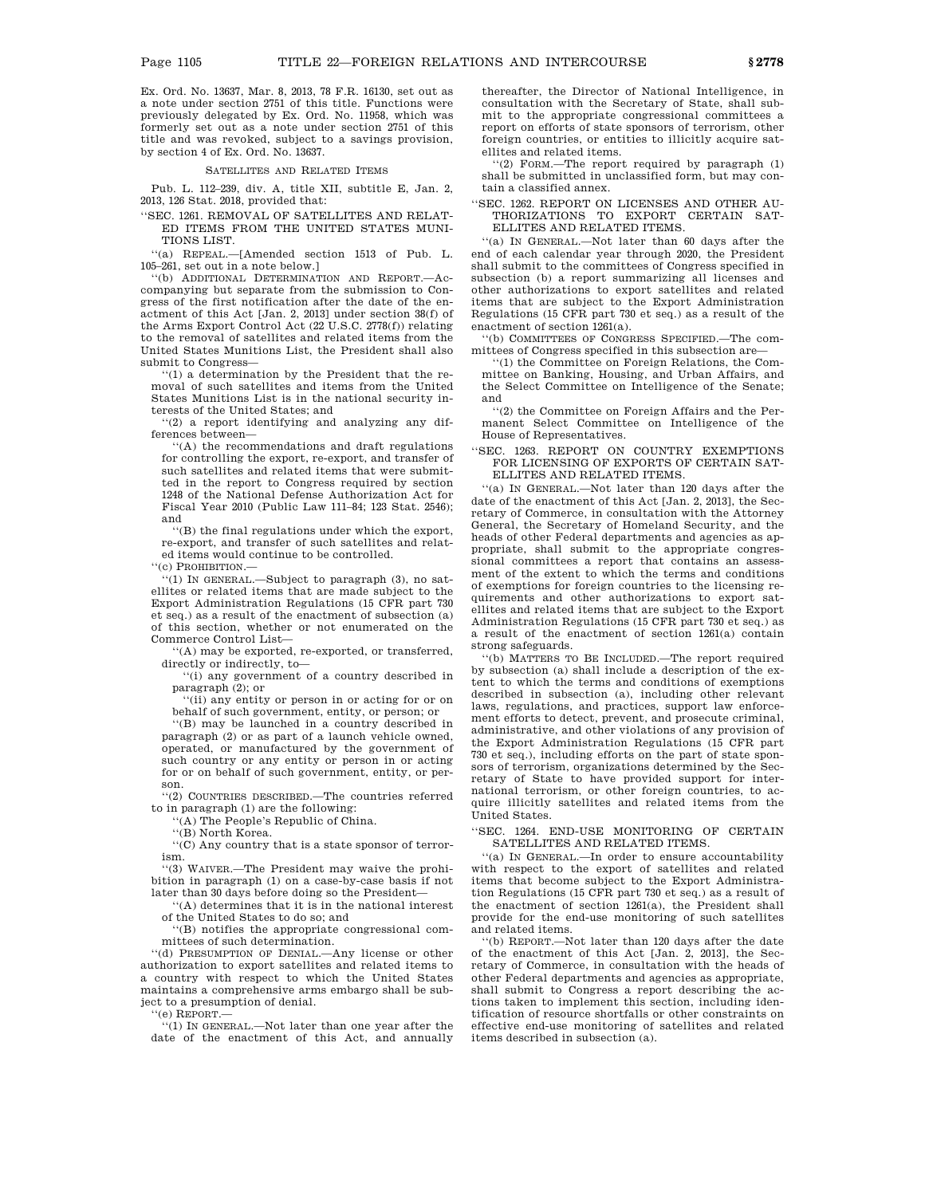Ex. Ord. No. 13637, Mar. 8, 2013, 78 F.R. 16130, set out as a note under section 2751 of this title. Functions were previously delegated by Ex. Ord. No. 11958, which was formerly set out as a note under section 2751 of this title and was revoked, subject to a savings provision, by section 4 of Ex. Ord. No. 13637.

### SATELLITES AND RELATED ITEMS

Pub. L. 112–239, div. A, title XII, subtitle E, Jan. 2, 2013, 126 Stat. 2018, provided that:

''SEC. 1261. REMOVAL OF SATELLITES AND RELATED ITEMS FROM THE UNITED STATES MUNITIONS LIST.

''(a) REPEAL.—[Amended section 1513 of Pub. L. 105–261, set out in a note below.]

''(b) ADDITIONAL DETERMINATION AND REPORT.—Accompanying but separate from the submission to Congress of the first notification after the date of the enactment of this Act [Jan. 2, 2013] under section 38(f) of the Arms Export Control Act (22 U.S.C. 2778(f)) relating to the removal of satellites and related items from the United States Munitions List, the President shall also submit to Congress—

''(1) a determination by the President that the removal of such satellites and items from the United States Munitions List is in the national security interests of the United States; and

''(2) a report identifying and analyzing any differences between—

''(A) the recommendations and draft regulations for controlling the export, re-export, and transfer of such satellites and related items that were submitted in the report to Congress required by section 1248 of the National Defense Authorization Act for Fiscal Year 2010 (Public Law 111–84; 123 Stat. 2546); and

''(B) the final regulations under which the export, re-export, and transfer of such satellites and related items would continue to be controlled.

''(c) PROHIBITION.—

''(1) IN GENERAL.—Subject to paragraph (3), no satellites or related items that are made subject to the Export Administration Regulations (15 CFR part 730 et seq.) as a result of the enactment of subsection (a) of this section, whether or not enumerated on the Commerce Control List—

''(A) may be exported, re-exported, or transferred, directly or indirectly, to—

''(i) any government of a country described in paragraph (2); or

''(ii) any entity or person in or acting for or on behalf of such government, entity, or person; or

''(B) may be launched in a country described in paragraph (2) or as part of a launch vehicle owned, operated, or manufactured by the government of such country or any entity or person in or acting for or on behalf of such government, entity, or person.

''(2) COUNTRIES DESCRIBED.—The countries referred to in paragraph (1) are the following:

''(A) The People's Republic of China.

''(B) North Korea.

''(C) Any country that is a state sponsor of terrorism.

''(3) WAIVER.—The President may waive the prohibition in paragraph (1) on a case-by-case basis if not later than 30 days before doing so the President—

''(A) determines that it is in the national interest of the United States to do so; and

''(B) notifies the appropriate congressional committees of such determination.

''(d) PRESUMPTION OF DENIAL.—Any license or other authorization to export satellites and related items to a country with respect to which the United States maintains a comprehensive arms embargo shall be subject to a presumption of denial.

''(e) REPORT.—

''(1) IN GENERAL.—Not later than one year after the date of the enactment of this Act, and annually thereafter, the Director of National Intelligence, in consultation with the Secretary of State, shall submit to the appropriate congressional committees a report on efforts of state sponsors of terrorism, other foreign countries, or entities to illicitly acquire satellites and related items.

''(2) FORM.—The report required by paragraph (1) shall be submitted in unclassified form, but may contain a classified annex.

''SEC. 1262. REPORT ON LICENSES AND OTHER AUTHORIZATIONS TO EXPORT CERTAIN SATELLITES AND RELATED ITEMS.

''(a) IN GENERAL.—Not later than 60 days after the end of each calendar year through 2020, the President shall submit to the committees of Congress specified in subsection (b) a report summarizing all licenses and other authorizations to export satellites and related items that are subject to the Export Administration Regulations (15 CFR part 730 et seq.) as a result of the enactment of section 1261(a).

''(b) COMMITTEES OF CONGRESS SPECIFIED.—The committees of Congress specified in this subsection are—

''(1) the Committee on Foreign Relations, the Committee on Banking, Housing, and Urban Affairs, and the Select Committee on Intelligence of the Senate; and

''(2) the Committee on Foreign Affairs and the Permanent Select Committee on Intelligence of the House of Representatives.

''SEC. 1263. REPORT ON COUNTRY EXEMPTIONS FOR LICENSING OF EXPORTS OF CERTAIN SATELLITES AND RELATED ITEMS.

''(a) IN GENERAL.—Not later than 120 days after the date of the enactment of this Act [Jan. 2, 2013], the Secretary of Commerce, in consultation with the Attorney General, the Secretary of Homeland Security, and the heads of other Federal departments and agencies as appropriate, shall submit to the appropriate congressional committees a report that contains an assessment of the extent to which the terms and conditions of exemptions for foreign countries to the licensing requirements and other authorizations to export satellites and related items that are subject to the Export Administration Regulations (15 CFR part 730 et seq.) as a result of the enactment of section 1261(a) contain strong safeguards.

''(b) MATTERS TO BE INCLUDED.—The report required by subsection (a) shall include a description of the extent to which the terms and conditions of exemptions described in subsection (a), including other relevant laws, regulations, and practices, support law enforcement efforts to detect, prevent, and prosecute criminal, administrative, and other violations of any provision of the Export Administration Regulations (15 CFR part 730 et seq.), including efforts on the part of state sponsors of terrorism, organizations determined by the Secretary of State to have provided support for international terrorism, or other foreign countries, to acquire illicitly satellites and related items from the United States.

''SEC. 1264. END-USE MONITORING OF CERTAIN SATELLITES AND RELATED ITEMS.

''(a) IN GENERAL.—In order to ensure accountability with respect to the export of satellites and related items that become subject to the Export Administration Regulations (15 CFR part 730 et seq.) as a result of the enactment of section 1261(a), the President shall provide for the end-use monitoring of such satellites and related items.

''(b) REPORT.—Not later than 120 days after the date of the enactment of this Act [Jan. 2, 2013], the Secretary of Commerce, in consultation with the heads of other Federal departments and agencies as appropriate, shall submit to Congress a report describing the actions taken to implement this section, including identification of resource shortfalls or other constraints on effective end-use monitoring of satellites and related items described in subsection (a).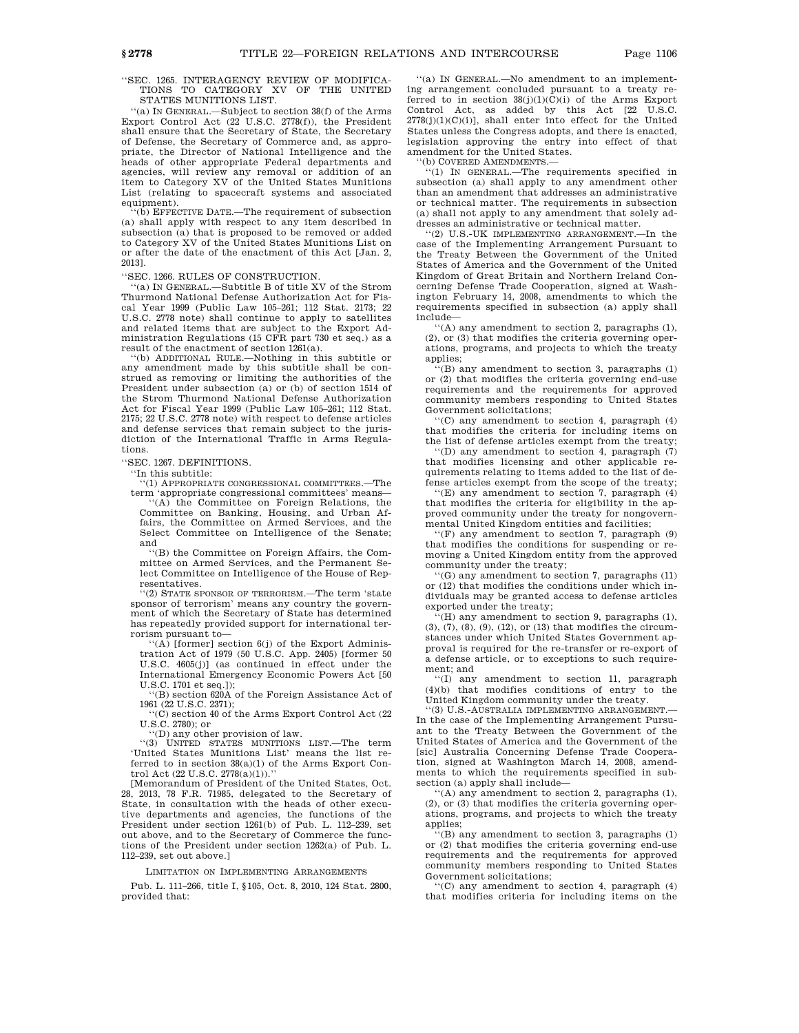"SEC. 1265. INTERAGENCY REVIEW OF MODIFICATIONS TO CATEGORY XV OF THE UNITED STATES MUNITIONS LIST.

"(a) IN GENERAL.—Subject to section 38(f) of the Arms Export Control Act (22 U.S.C. 2778(f)), the President shall ensure that the Secretary of State, the Secretary of Defense, the Secretary of Commerce and, as appropriate, the Director of National Intelligence and the heads of other appropriate Federal departments and agencies, will review any removal or addition of an item to Category XV of the United States Munitions List (relating to spacecraft systems and associated equipment).

"(b) EFFECTIVE DATE.—The requirement of subsection (a) shall apply with respect to any item described in subsection (a) that is proposed to be removed or added to Category XV of the United States Munitions List on or after the date of the enactment of this Act [Jan. 2, 2013].

"SEC. 1266. RULES OF CONSTRUCTION.

"(a) IN GENERAL.—Subtitle B of title XV of the Strom Thurmond National Defense Authorization Act for Fiscal Year 1999 (Public Law 105–261; 112 Stat. 2173; 22 U.S.C. 2778 note) shall continue to apply to satellites and related items that are subject to the Export Administration Regulations (15 CFR part 730 et seq.) as a result of the enactment of section 1261(a).

"(b) ADDITIONAL RULE.—Nothing in this subtitle or any amendment made by this subtitle shall be construed as removing or limiting the authorities of the President under subsection (a) or (b) of section 1514 of the Strom Thurmond National Defense Authorization Act for Fiscal Year 1999 (Public Law 105–261; 112 Stat. 2175; 22 U.S.C. 2778 note) with respect to defense articles and defense services that remain subject to the jurisdiction of the International Traffic in Arms Regulations.

"SEC. 1267. DEFINITIONS.

"In this subtitle:

"(1) APPROPRIATE CONGRESSIONAL COMMITTEES.—The term 'appropriate congressional committees' means—

"(A) the Committee on Foreign Relations, the Committee on Banking, Housing, and Urban Affairs, the Committee on Armed Services, and the Select Committee on Intelligence of the Senate; and

"(B) the Committee on Foreign Affairs, the Committee on Armed Services, and the Permanent Select Committee on Intelligence of the House of Representatives.

"(2) STATE SPONSOR OF TERRORISM.—The term 'state sponsor of terrorism' means any country the government of which the Secretary of State has determined has repeatedly provided support for international terrorism pursuant to—

"(A) [former] section 6(j) of the Export Administration Act of 1979 (50 U.S.C. App. 2405) [former 50 U.S.C. 4605(j)] (as continued in effect under the International Emergency Economic Powers Act [50 U.S.C. 1701 et seq.]);

"(B) section 620A of the Foreign Assistance Act of 1961 (22 U.S.C. 2371);

"(C) section 40 of the Arms Export Control Act (22 U.S.C. 2780); or

"(D) any other provision of law.

"(3) UNITED STATES MUNITIONS LIST.—The term 'United States Munitions List' means the list referred to in section 38(a)(1) of the Arms Export Control Act (22 U.S.C. 2778(a)(1))."

[Memorandum of President of the United States, Oct. 28, 2013, 78 F.R. 71985, delegated to the Secretary of State, in consultation with the heads of other executive departments and agencies, the functions of the President under section 1261(b) of Pub. L. 112–239, set out above, and to the Secretary of Commerce the functions of the President under section 1262(a) of Pub. L. 112–239, set out above.]

LIMITATION ON IMPLEMENTING ARRANGEMENTS

Pub. L. 111–266, title I, §105, Oct. 8, 2010, 124 Stat. 2800, provided that:

"(a) IN GENERAL.—No amendment to an implementing arrangement concluded pursuant to a treaty referred to in section 38(j)(1)(C)(i) of the Arms Export Control Act, as added by this Act [22 U.S.C. 2778(j)(1)(C)(i)], shall enter into effect for the United States unless the Congress adopts, and there is enacted, legislation approving the entry into effect of that amendment for the United States.

"(b) COVERED AMENDMENTS.—

"(1) IN GENERAL.—The requirements specified in subsection (a) shall apply to any amendment other than an amendment that addresses an administrative or technical matter. The requirements in subsection (a) shall not apply to any amendment that solely addresses an administrative or technical matter.

"(2) U.S.-UK IMPLEMENTING ARRANGEMENT.—In the case of the Implementing Arrangement Pursuant to the Treaty Between the Government of the United States of America and the Government of the United Kingdom of Great Britain and Northern Ireland Concerning Defense Trade Cooperation, signed at Washington February 14, 2008, amendments to which the requirements specified in subsection (a) apply shall include—

"(A) any amendment to section 2, paragraphs (1), (2), or (3) that modifies the criteria governing operations, programs, and projects to which the treaty applies;

"(B) any amendment to section 3, paragraphs (1) or (2) that modifies the criteria governing end-use requirements and the requirements for approved community members responding to United States Government solicitations;

"(C) any amendment to section 4, paragraph (4) that modifies the criteria for including items on the list of defense articles exempt from the treaty;

"(D) any amendment to section 4, paragraph (7) that modifies licensing and other applicable requirements relating to items added to the list of defense articles exempt from the scope of the treaty;

"(E) any amendment to section 7, paragraph (4) that modifies the criteria for eligibility in the approved community under the treaty for nongovernmental United Kingdom entities and facilities;

"(F) any amendment to section 7, paragraph (9) that modifies the conditions for suspending or removing a United Kingdom entity from the approved community under the treaty;

"(G) any amendment to section 7, paragraphs (11) or (12) that modifies the conditions under which individuals may be granted access to defense articles exported under the treaty;

"(H) any amendment to section 9, paragraphs (1), (3), (7), (8), (9), (12), or (13) that modifies the circumstances under which United States Government approval is required for the re-transfer or re-export of a defense article, or to exceptions to such requirement; and

"(I) any amendment to section 11, paragraph (4)(b) that modifies conditions of entry to the United Kingdom community under the treaty.

"(3) U.S.-AUSTRALIA IMPLEMENTING ARRANGEMENT.—In the case of the Implementing Arrangement Pursuant to the Treaty Between the Government of the United States of America and the Government of the [sic] Australia Concerning Defense Trade Cooperation, signed at Washington March 14, 2008, amendments to which the requirements specified in subsection (a) apply shall include—

"(A) any amendment to section 2, paragraphs (1), (2), or (3) that modifies the criteria governing operations, programs, and projects to which the treaty applies;

"(B) any amendment to section 3, paragraphs (1) or (2) that modifies the criteria governing end-use requirements and the requirements for approved community members responding to United States Government solicitations;

"(C) any amendment to section 4, paragraph (4) that modifies criteria for including items on the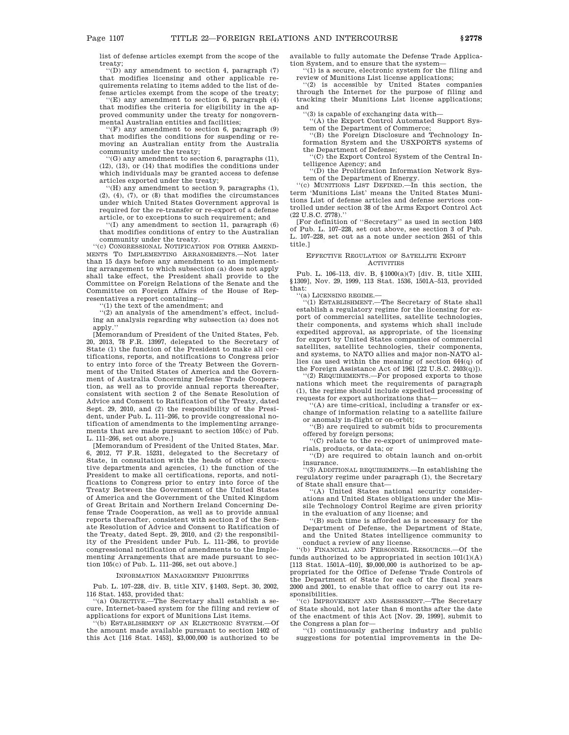list of defense articles exempt from the scope of the treaty;

"(D) any amendment to section 4, paragraph (7) that modifies licensing and other applicable requirements relating to items added to the list of defense articles exempt from the scope of the treaty;

"(E) any amendment to section 6, paragraph (4) that modifies the criteria for eligibility in the approved community under the treaty for nongovernmental Australian entities and facilities;

"(F) any amendment to section 6, paragraph (9) that modifies the conditions for suspending or removing an Australian entity from the Australia community under the treaty;

"(G) any amendment to section 6, paragraphs (11), (12), (13), or (14) that modifies the conditions under which individuals may be granted access to defense articles exported under the treaty;

"(H) any amendment to section 9, paragraphs (1), (2), (4), (7), or (8) that modifies the circumstances under which United States Government approval is required for the re-transfer or re-export of a defense article, or to exceptions to such requirement; and

"(I) any amendment to section 11, paragraph (6) that modifies conditions of entry to the Australian community under the treaty.

"(c) CONGRESSIONAL NOTIFICATION FOR OTHER AMENDMENTS TO IMPLEMENTING ARRANGEMENTS.—Not later than 15 days before any amendment to an implementing arrangement to which subsection (a) does not apply shall take effect, the President shall provide to the Committee on Foreign Relations of the Senate and the Committee on Foreign Affairs of the House of Representatives a report containing—

"(1) the text of the amendment; and

"(2) an analysis of the amendment's effect, including an analysis regarding why subsection (a) does not apply."

[Memorandum of President of the United States, Feb. 20, 2013, 78 F.R. 13997, delegated to the Secretary of State (1) the function of the President to make all certifications, reports, and notifications to Congress prior to entry into force of the Treaty Between the Government of the United States of America and the Government of Australia Concerning Defense Trade Cooperation, as well as to provide annual reports thereafter, consistent with section 2 of the Senate Resolution of Advice and Consent to Ratification of the Treaty, dated Sept. 29, 2010, and (2) the responsibility of the President, under Pub. L. 111–266, to provide congressional notification of amendments to the implementing arrangements that are made pursuant to section 105(c) of Pub. L. 111–266, set out above.]

[Memorandum of President of the United States, Mar. 6, 2012, 77 F.R. 15231, delegated to the Secretary of State, in consultation with the heads of other executive departments and agencies, (1) the function of the President to make all certifications, reports, and notifications to Congress prior to entry into force of the Treaty Between the Government of the United States of America and the Government of the United Kingdom of Great Britain and Northern Ireland Concerning Defense Trade Cooperation, as well as to provide annual reports thereafter, consistent with section 2 of the Senate Resolution of Advice and Consent to Ratification of the Treaty, dated Sept. 29, 2010, and (2) the responsibility of the President under Pub. L. 111–266, to provide congressional notification of amendments to the Implementing Arrangements that are made pursuant to section 105(c) of Pub. L. 111–266, set out above.]

### INFORMATION MANAGEMENT PRIORITIES

Pub. L. 107–228, div. B, title XIV, §1403, Sept. 30, 2002, 116 Stat. 1453, provided that:

"(a) OBJECTIVE.—The Secretary shall establish a secure, Internet-based system for the filing and review of applications for export of Munitions List items.

"(b) ESTABLISHMENT OF AN ELECTRONIC SYSTEM.—Of the amount made available pursuant to section 1402 of this Act [116 Stat. 1453], $3,000,000 is authorized to be available to fully automate the Defense Trade Application System, and to ensure that the system—

"(1) is a secure, electronic system for the filing and review of Munitions List license applications;

"(2) is accessible by United States companies through the Internet for the purpose of filing and tracking their Munitions List license applications; and

"(3) is capable of exchanging data with—

"(A) the Export Control Automated Support System of the Department of Commerce;

"(B) the Foreign Disclosure and Technology Information System and the USXPORTS systems of the Department of Defense;

"(C) the Export Control System of the Central Intelligence Agency; and

"(D) the Proliferation Information Network System of the Department of Energy.

"(c) MUNITIONS LIST DEFINED.—In this section, the term 'Munitions List' means the United States Munitions List of defense articles and defense services controlled under section 38 of the Arms Export Control Act (22 U.S.C. 2778)."

[For definition of "Secretary" as used in section 1403 of Pub. L. 107–228, set out above, see section 3 of Pub. L. 107–228, set out as a note under section 2651 of this title.]

### EFFECTIVE REGULATION OF SATELLITE EXPORT ACTIVITIES

Pub. L. 106–113, div. B, §1000(a)(7) [div. B, title XIII, §1309], Nov. 29, 1999, 113 Stat. 1536, 1501A–513, provided that:

"(a) LICENSING REGIME.—

"(1) ESTABLISHMENT.—The Secretary of State shall establish a regulatory regime for the licensing for export of commercial satellites, satellite technologies, their components, and systems which shall include expedited approval, as appropriate, of the licensing for export by United States companies of commercial satellites, satellite technologies, their components, and systems, to NATO allies and major non-NATO allies (as used within the meaning of section 644(q) of the Foreign Assistance Act of 1961 [22 U.S.C. 2403(q)]).

"(2) REQUIREMENTS.—For proposed exports to those nations which meet the requirements of paragraph (1), the regime should include expedited processing of requests for export authorizations that—

"(A) are time-critical, including a transfer or exchange of information relating to a satellite failure or anomaly in-flight or on-orbit;

"(B) are required to submit bids to procurements offered by foreign persons;

"(C) relate to the re-export of unimproved materials, products, or data; or

"(D) are required to obtain launch and on-orbit insurance.

"(3) ADDITIONAL REQUIREMENTS.—In establishing the regulatory regime under paragraph (1), the Secretary of State shall ensure that—

"(A) United States national security considerations and United States obligations under the Missile Technology Control Regime are given priority in the evaluation of any license; and

"(B) such time is afforded as is necessary for the Department of Defense, the Department of State, and the United States intelligence community to conduct a review of any license.

"(b) FINANCIAL AND PERSONNEL RESOURCES.—Of the funds authorized to be appropriated in section 101(1)(A) [113 Stat. 1501A–410], $9,000,000 is authorized to be appropriated for the Office of Defense Trade Controls of the Department of State for each of the fiscal years 2000 and 2001, to enable that office to carry out its responsibilities.

"(c) IMPROVEMENT AND ASSESSMENT.—The Secretary of State should, not later than 6 months after the date of the enactment of this Act [Nov. 29, 1999], submit to the Congress a plan for—

"(1) continuously gathering industry and public suggestions for potential improvements in the De-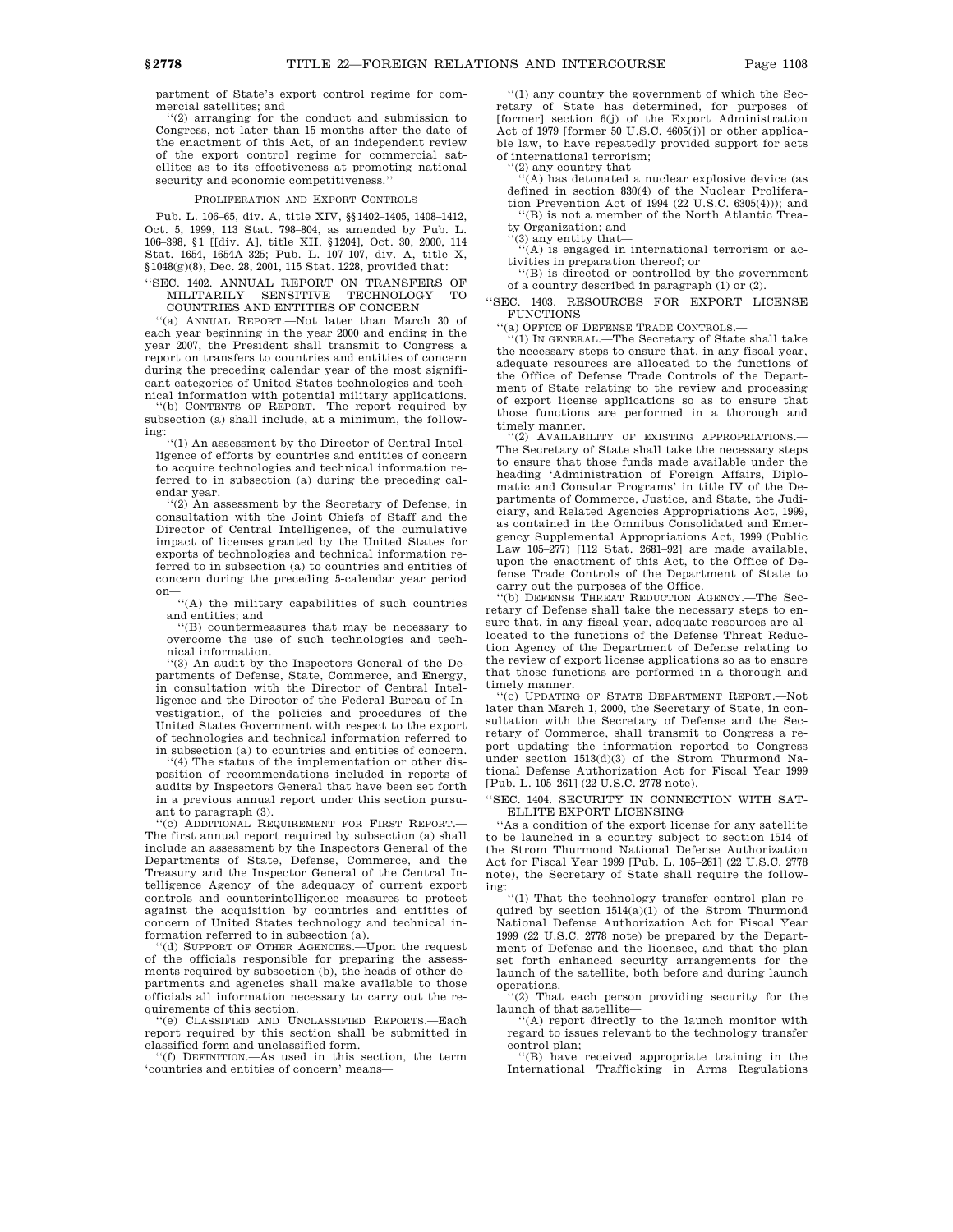partment of State's export control regime for commercial satellites; and

''(2) arranging for the conduct and submission to Congress, not later than 15 months after the date of the enactment of this Act, of an independent review of the export control regime for commercial satellites as to its effectiveness at promoting national security and economic competitiveness.''

PROLIFERATION AND EXPORT CONTROLS

Pub. L. 106–65, div. A, title XIV, §§1402–1405, 1408–1412, Oct. 5, 1999, 113 Stat. 798–804, as amended by Pub. L. 106–398, §1 [[div. A], title XII, §1204], Oct. 30, 2000, 114 Stat. 1654, 1654A–325; Pub. L. 107–107, div. A, title X, §1048(g)(8), Dec. 28, 2001, 115 Stat. 1228, provided that:

''SEC. 1402. ANNUAL REPORT ON TRANSFERS OF MILITARILY SENSITIVE TECHNOLOGY TO COUNTRIES AND ENTITIES OF CONCERN

''(a) ANNUAL REPORT.—Not later than March 30 of each year beginning in the year 2000 and ending in the year 2007, the President shall transmit to Congress a report on transfers to countries and entities of concern during the preceding calendar year of the most significant categories of United States technologies and technical information with potential military applications.

''(b) CONTENTS OF REPORT.—The report required by subsection (a) shall include, at a minimum, the following:

''(1) An assessment by the Director of Central Intelligence of efforts by countries and entities of concern to acquire technologies and technical information referred to in subsection (a) during the preceding calendar year.

''(2) An assessment by the Secretary of Defense, in consultation with the Joint Chiefs of Staff and the Director of Central Intelligence, of the cumulative impact of licenses granted by the United States for exports of technologies and technical information referred to in subsection (a) to countries and entities of concern during the preceding 5-calendar year period on—

''(A) the military capabilities of such countries and entities; and

''(B) countermeasures that may be necessary to overcome the use of such technologies and technical information.

''(3) An audit by the Inspectors General of the Departments of Defense, State, Commerce, and Energy, in consultation with the Director of Central Intelligence and the Director of the Federal Bureau of Investigation, of the policies and procedures of the United States Government with respect to the export of technologies and technical information referred to in subsection (a) to countries and entities of concern.

''(4) The status of the implementation or other disposition of recommendations included in reports of audits by Inspectors General that have been set forth in a previous annual report under this section pursuant to paragraph (3).

''(c) ADDITIONAL REQUIREMENT FOR FIRST REPORT.—The first annual report required by subsection (a) shall include an assessment by the Inspectors General of the Departments of State, Defense, Commerce, and the Treasury and the Inspector General of the Central Intelligence Agency of the adequacy of current export controls and counterintelligence measures to protect against the acquisition by countries and entities of concern of United States technology and technical information referred to in subsection (a).

''(d) SUPPORT OF OTHER AGENCIES.—Upon the request of the officials responsible for preparing the assessments required by subsection (b), the heads of other departments and agencies shall make available to those officials all information necessary to carry out the requirements of this section.

''(e) CLASSIFIED AND UNCLASSIFIED REPORTS.—Each report required by this section shall be submitted in classified form and unclassified form.

''(f) DEFINITION.—As used in this section, the term 'countries and entities of concern' means—

''(1) any country the government of which the Secretary of State has determined, for purposes of [former] section 6(j) of the Export Administration Act of 1979 [former 50 U.S.C. 4605(j)] or other applicable law, to have repeatedly provided support for acts of international terrorism;

''(2) any country that—

''(A) has detonated a nuclear explosive device (as defined in section 830(4) of the Nuclear Proliferation Prevention Act of 1994 (22 U.S.C. 6305(4))); and

''(B) is not a member of the North Atlantic Treaty Organization; and

''(3) any entity that—

''(A) is engaged in international terrorism or activities in preparation thereof; or

''(B) is directed or controlled by the government of a country described in paragraph (1) or (2).

''SEC. 1403. RESOURCES FOR EXPORT LICENSE FUNCTIONS

''(a) OFFICE OF DEFENSE TRADE CONTROLS.—

''(1) IN GENERAL.—The Secretary of State shall take the necessary steps to ensure that, in any fiscal year, adequate resources are allocated to the functions of the Office of Defense Trade Controls of the Department of State relating to the review and processing of export license applications so as to ensure that those functions are performed in a thorough and timely manner.

''(2) AVAILABILITY OF EXISTING APPROPRIATIONS.—The Secretary of State shall take the necessary steps to ensure that those funds made available under the heading 'Administration of Foreign Affairs, Diplomatic and Consular Programs' in title IV of the Departments of Commerce, Justice, and State, the Judiciary, and Related Agencies Appropriations Act, 1999, as contained in the Omnibus Consolidated and Emergency Supplemental Appropriations Act, 1999 (Public Law 105–277) [112 Stat. 2681–92] are made available, upon the enactment of this Act, to the Office of Defense Trade Controls of the Department of State to carry out the purposes of the Office.

''(b) DEFENSE THREAT REDUCTION AGENCY.—The Secretary of Defense shall take the necessary steps to ensure that, in any fiscal year, adequate resources are allocated to the functions of the Defense Threat Reduction Agency of the Department of Defense relating to the review of export license applications so as to ensure that those functions are performed in a thorough and timely manner.

''(c) UPDATING OF STATE DEPARTMENT REPORT.—Not later than March 1, 2000, the Secretary of State, in consultation with the Secretary of Defense and the Secretary of Commerce, shall transmit to Congress a report updating the information reported to Congress under section 1513(d)(3) of the Strom Thurmond National Defense Authorization Act for Fiscal Year 1999 [Pub. L. 105–261] (22 U.S.C. 2778 note).

''SEC. 1404. SECURITY IN CONNECTION WITH SATELLITE EXPORT LICENSING

''As a condition of the export license for any satellite to be launched in a country subject to section 1514 of the Strom Thurmond National Defense Authorization Act for Fiscal Year 1999 [Pub. L. 105–261] (22 U.S.C. 2778 note), the Secretary of State shall require the following:

''(1) That the technology transfer control plan required by section 1514(a)(1) of the Strom Thurmond National Defense Authorization Act for Fiscal Year 1999 (22 U.S.C. 2778 note) be prepared by the Department of Defense and the licensee, and that the plan set forth enhanced security arrangements for the launch of the satellite, both before and during launch operations.

''(2) That each person providing security for the launch of that satellite—

''(A) report directly to the launch monitor with regard to issues relevant to the technology transfer control plan;

''(B) have received appropriate training in the International Trafficking in Arms Regulations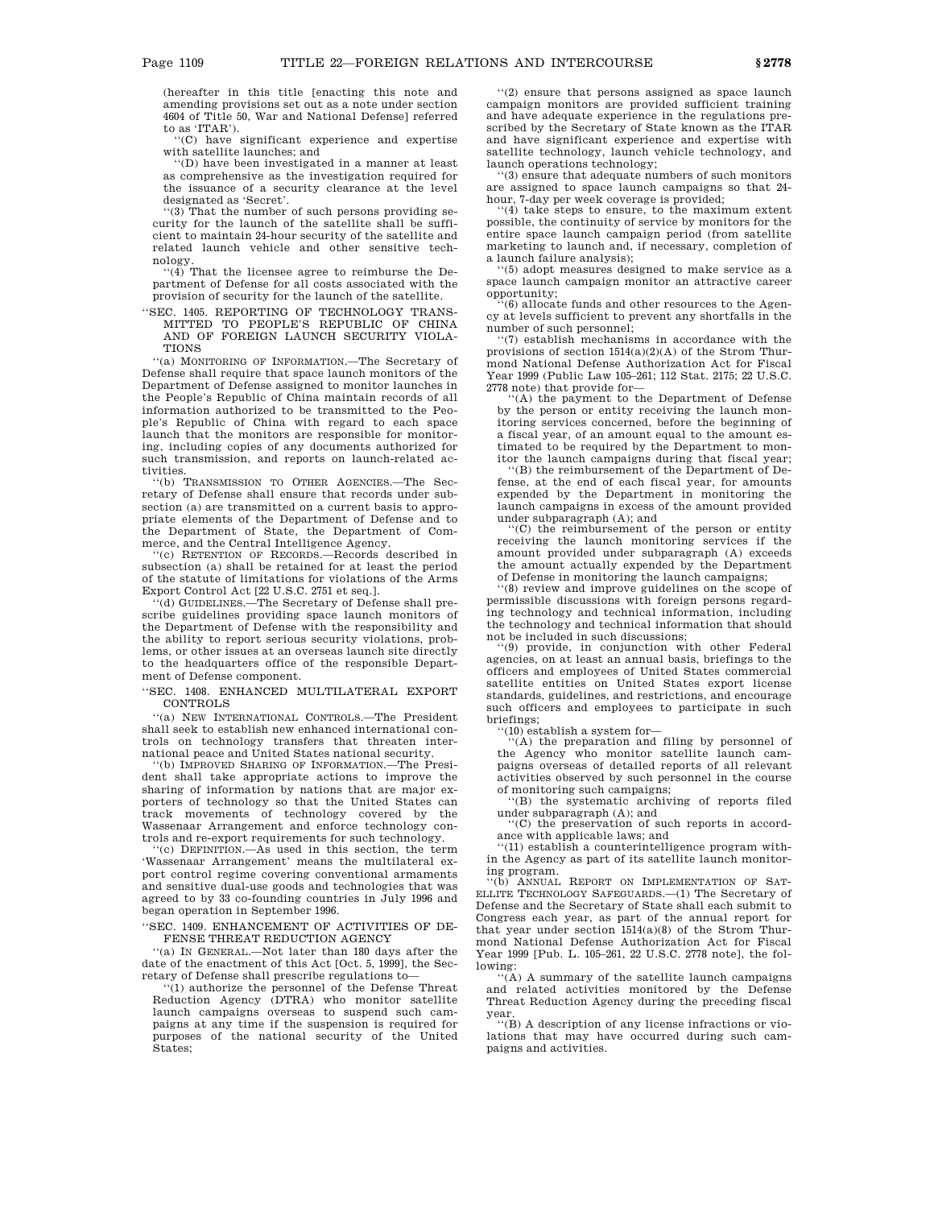(hereafter in this title [enacting this note and amending provisions set out as a note under section 4604 of Title 50, War and National Defense] referred to as 'ITAR').

"(C) have significant experience and expertise with satellite launches; and

"(D) have been investigated in a manner at least as comprehensive as the investigation required for the issuance of a security clearance at the level designated as 'Secret'.

"(3) That the number of such persons providing security for the launch of the satellite shall be sufficient to maintain 24-hour security of the satellite and related launch vehicle and other sensitive technology.

"(4) That the licensee agree to reimburse the Department of Defense for all costs associated with the provision of security for the launch of the satellite.

"SEC. 1405. REPORTING OF TECHNOLOGY TRANSMITTED TO PEOPLE'S REPUBLIC OF CHINA AND OF FOREIGN LAUNCH SECURITY VIOLATIONS

"(a) MONITORING OF INFORMATION.—The Secretary of Defense shall require that space launch monitors of the Department of Defense assigned to monitor launches in the People's Republic of China maintain records of all information authorized to be transmitted to the People's Republic of China with regard to each space launch that the monitors are responsible for monitoring, including copies of any documents authorized for such transmission, and reports on launch-related activities.

"(b) TRANSMISSION TO OTHER AGENCIES.—The Secretary of Defense shall ensure that records under subsection (a) are transmitted on a current basis to appropriate elements of the Department of Defense and to the Department of State, the Department of Commerce, and the Central Intelligence Agency.

"(c) RETENTION OF RECORDS.—Records described in subsection (a) shall be retained for at least the period of the statute of limitations for violations of the Arms Export Control Act [22 U.S.C. 2751 et seq.].

"(d) GUIDELINES.—The Secretary of Defense shall prescribe guidelines providing space launch monitors of the Department of Defense with the responsibility and the ability to report serious security violations, problems, or other issues at an overseas launch site directly to the headquarters office of the responsible Department of Defense component.

"SEC. 1408. ENHANCED MULTILATERAL EXPORT CONTROLS

"(a) NEW INTERNATIONAL CONTROLS.—The President shall seek to establish new enhanced international controls on technology transfers that threaten international peace and United States national security.

"(b) IMPROVED SHARING OF INFORMATION.—The President shall take appropriate actions to improve the sharing of information by nations that are major exporters of technology so that the United States can track movements of technology covered by the Wassenaar Arrangement and enforce technology controls and re-export requirements for such technology.

"(c) DEFINITION.—As used in this section, the term 'Wassenaar Arrangement' means the multilateral export control regime covering conventional armaments and sensitive dual-use goods and technologies that was agreed to by 33 co-founding countries in July 1996 and began operation in September 1996.

"SEC. 1409. ENHANCEMENT OF ACTIVITIES OF DEFENSE THREAT REDUCTION AGENCY

"(a) IN GENERAL.—Not later than 180 days after the date of the enactment of this Act [Oct. 5, 1999], the Secretary of Defense shall prescribe regulations to—

"(1) authorize the personnel of the Defense Threat Reduction Agency (DTRA) who monitor satellite launch campaigns overseas to suspend such campaigns at any time if the suspension is required for purposes of the national security of the United States;

"(2) ensure that persons assigned as space launch campaign monitors are provided sufficient training and have adequate experience in the regulations prescribed by the Secretary of State known as the ITAR and have significant experience and expertise with satellite technology, launch vehicle technology, and launch operations technology;

"(3) ensure that adequate numbers of such monitors are assigned to space launch campaigns so that 24-hour, 7-day per week coverage is provided;

"(4) take steps to ensure, to the maximum extent possible, the continuity of service by monitors for the entire space launch campaign period (from satellite marketing to launch and, if necessary, completion of a launch failure analysis);

"(5) adopt measures designed to make service as a space launch campaign monitor an attractive career opportunity;

"(6) allocate funds and other resources to the Agency at levels sufficient to prevent any shortfalls in the number of such personnel;

"(7) establish mechanisms in accordance with the provisions of section 1514(a)(2)(A) of the Strom Thurmond National Defense Authorization Act for Fiscal Year 1999 (Public Law 105–261; 112 Stat. 2175; 22 U.S.C. 2778 note) that provide for—

"(A) the payment to the Department of Defense by the person or entity receiving the launch monitoring services concerned, before the beginning of a fiscal year, of an amount equal to the amount estimated to be required by the Department to monitor the launch campaigns during that fiscal year;

"(B) the reimbursement of the Department of Defense, at the end of each fiscal year, for amounts expended by the Department in monitoring the launch campaigns in excess of the amount provided under subparagraph (A); and

"(C) the reimbursement of the person or entity receiving the launch monitoring services if the amount provided under subparagraph (A) exceeds the amount actually expended by the Department of Defense in monitoring the launch campaigns;

"(8) review and improve guidelines on the scope of permissible discussions with foreign persons regarding technology and technical information, including the technology and technical information that should not be included in such discussions;

"(9) provide, in conjunction with other Federal agencies, on at least an annual basis, briefings to the officers and employees of United States commercial satellite entities on United States export license standards, guidelines, and restrictions, and encourage such officers and employees to participate in such briefings;

"(10) establish a system for—

"(A) the preparation and filing by personnel of the Agency who monitor satellite launch campaigns overseas of detailed reports of all relevant activities observed by such personnel in the course of monitoring such campaigns;

"(B) the systematic archiving of reports filed under subparagraph (A); and

"(C) the preservation of such reports in accordance with applicable laws; and

"(11) establish a counterintelligence program within the Agency as part of its satellite launch monitoring program.

"(b) ANNUAL REPORT ON IMPLEMENTATION OF SATELLITE TECHNOLOGY SAFEGUARDS.—(1) The Secretary of Defense and the Secretary of State shall each submit to Congress each year, as part of the annual report for that year under section 1514(a)(8) of the Strom Thurmond National Defense Authorization Act for Fiscal Year 1999 [Pub. L. 105–261, 22 U.S.C. 2778 note], the following:

"(A) A summary of the satellite launch campaigns and related activities monitored by the Defense Threat Reduction Agency during the preceding fiscal year.

"(B) A description of any license infractions or violations that may have occurred during such campaigns and activities.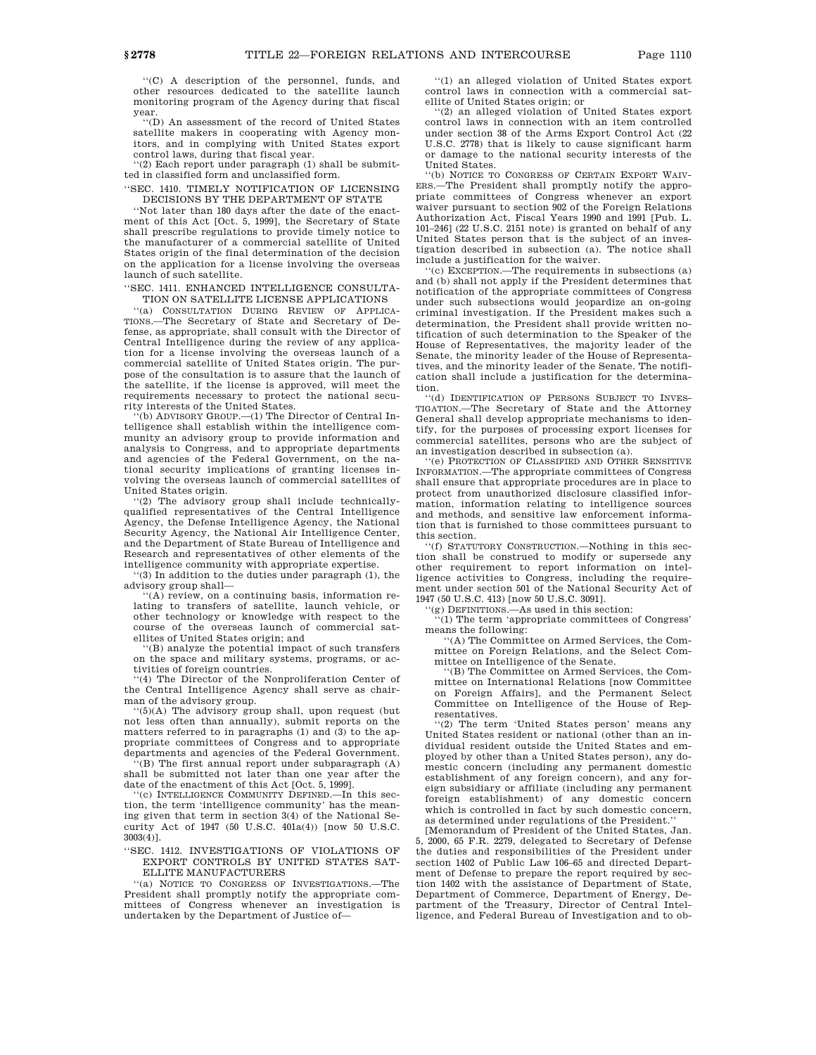"(C) A description of the personnel, funds, and other resources dedicated to the satellite launch monitoring program of the Agency during that fiscal year.

"(D) An assessment of the record of United States satellite makers in cooperating with Agency monitors, and in complying with United States export control laws, during that fiscal year.

"(2) Each report under paragraph (1) shall be submitted in classified form and unclassified form.

"SEC. 1410. TIMELY NOTIFICATION OF LICENSING DECISIONS BY THE DEPARTMENT OF STATE

"Not later than 180 days after the date of the enactment of this Act [Oct. 5, 1999], the Secretary of State shall prescribe regulations to provide timely notice to the manufacturer of a commercial satellite of United States origin of the final determination of the decision on the application for a license involving the overseas launch of such satellite.

"SEC. 1411. ENHANCED INTELLIGENCE CONSULTATION ON SATELLITE LICENSE APPLICATIONS

"(a) CONSULTATION DURING REVIEW OF APPLICATIONS.—The Secretary of State and Secretary of Defense, as appropriate, shall consult with the Director of Central Intelligence during the review of any application for a license involving the overseas launch of a commercial satellite of United States origin. The purpose of the consultation is to assure that the launch of the satellite, if the license is approved, will meet the requirements necessary to protect the national security interests of the United States.

"(b) ADVISORY GROUP.—(1) The Director of Central Intelligence shall establish within the intelligence community an advisory group to provide information and analysis to Congress, and to appropriate departments and agencies of the Federal Government, on the national security implications of granting licenses involving the overseas launch of commercial satellites of United States origin.

"(2) The advisory group shall include technically-qualified representatives of the Central Intelligence Agency, the Defense Intelligence Agency, the National Security Agency, the National Air Intelligence Center, and the Department of State Bureau of Intelligence and Research and representatives of other elements of the intelligence community with appropriate expertise.

"(3) In addition to the duties under paragraph (1), the advisory group shall—

"(A) review, on a continuing basis, information relating to transfers of satellite, launch vehicle, or other technology or knowledge with respect to the course of the overseas launch of commercial satellites of United States origin; and

"(B) analyze the potential impact of such transfers on the space and military systems, programs, or activities of foreign countries.

"(4) The Director of the Nonproliferation Center of the Central Intelligence Agency shall serve as chairman of the advisory group.

"(5)(A) The advisory group shall, upon request (but not less often than annually), submit reports on the matters referred to in paragraphs (1) and (3) to the appropriate committees of Congress and to appropriate departments and agencies of the Federal Government.

"(B) The first annual report under subparagraph (A) shall be submitted not later than one year after the date of the enactment of this Act [Oct. 5, 1999].

"(c) INTELLIGENCE COMMUNITY DEFINED.—In this section, the term 'intelligence community' has the meaning given that term in section 3(4) of the National Security Act of 1947 (50 U.S.C. 401a(4)) [now 50 U.S.C. 3003(4)].

"SEC. 1412. INVESTIGATIONS OF VIOLATIONS OF EXPORT CONTROLS BY UNITED STATES SATELLITE MANUFACTURERS

"(a) NOTICE TO CONGRESS OF INVESTIGATIONS.—The President shall promptly notify the appropriate committees of Congress whenever an investigation is undertaken by the Department of Justice of—

"(1) an alleged violation of United States export control laws in connection with a commercial satellite of United States origin; or

"(2) an alleged violation of United States export control laws in connection with an item controlled under section 38 of the Arms Export Control Act (22 U.S.C. 2778) that is likely to cause significant harm or damage to the national security interests of the United States.

"(b) NOTICE TO CONGRESS OF CERTAIN EXPORT WAIVERS.—The President shall promptly notify the appropriate committees of Congress whenever an export waiver pursuant to section 902 of the Foreign Relations Authorization Act, Fiscal Years 1990 and 1991 [Pub. L. 101–246] (22 U.S.C. 2151 note) is granted on behalf of any United States person that is the subject of an investigation described in subsection (a). The notice shall include a justification for the waiver.

"(c) EXCEPTION.—The requirements in subsections (a) and (b) shall not apply if the President determines that notification of the appropriate committees of Congress under such subsections would jeopardize an on-going criminal investigation. If the President makes such a determination, the President shall provide written notification of such determination to the Speaker of the House of Representatives, the majority leader of the Senate, the minority leader of the House of Representatives, and the minority leader of the Senate. The notification shall include a justification for the determination.

"(d) IDENTIFICATION OF PERSONS SUBJECT TO INVESTIGATION.—The Secretary of State and the Attorney General shall develop appropriate mechanisms to identify, for the purposes of processing export licenses for commercial satellites, persons who are the subject of an investigation described in subsection (a).

"(e) PROTECTION OF CLASSIFIED AND OTHER SENSITIVE INFORMATION.—The appropriate committees of Congress shall ensure that appropriate procedures are in place to protect from unauthorized disclosure classified information, information relating to intelligence sources and methods, and sensitive law enforcement information that is furnished to those committees pursuant to this section.

"(f) STATUTORY CONSTRUCTION.—Nothing in this section shall be construed to modify or supersede any other requirement to report information on intelligence activities to Congress, including the requirement under section 501 of the National Security Act of 1947 (50 U.S.C. 413) [now 50 U.S.C. 3091].

"(g) DEFINITIONS.—As used in this section:

"(1) The term 'appropriate committees of Congress' means the following:

"(A) The Committee on Armed Services, the Committee on Foreign Relations, and the Select Committee on Intelligence of the Senate.

"(B) The Committee on Armed Services, the Committee on International Relations [now Committee on Foreign Affairs], and the Permanent Select Committee on Intelligence of the House of Representatives.

"(2) The term 'United States person' means any United States resident or national (other than an individual resident outside the United States and employed by other than a United States person), any domestic concern (including any permanent domestic establishment of any foreign concern), and any foreign subsidiary or affiliate (including any permanent foreign establishment) of any domestic concern which is controlled in fact by such domestic concern, as determined under regulations of the President."

[Memorandum of President of the United States, Jan. 5, 2000, 65 F.R. 2279, delegated to Secretary of Defense the duties and responsibilities of the President under section 1402 of Public Law 106–65 and directed Department of Defense to prepare the report required by section 1402 with the assistance of Department of State, Department of Commerce, Department of Energy, Department of the Treasury, Director of Central Intelligence, and Federal Bureau of Investigation and to ob-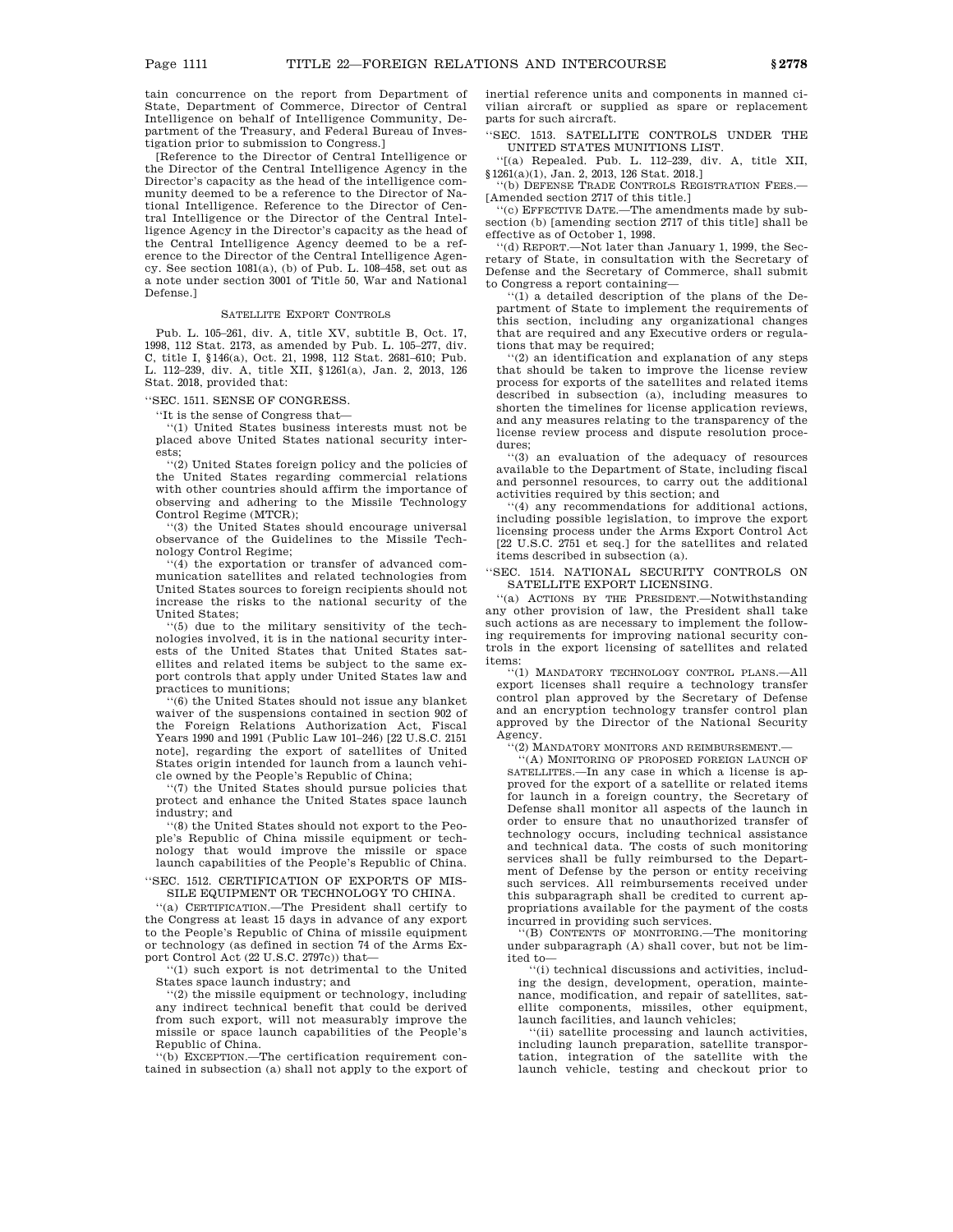tain concurrence on the report from Department of State, Department of Commerce, Director of Central Intelligence on behalf of Intelligence Community, Department of the Treasury, and Federal Bureau of Investigation prior to submission to Congress.]

[Reference to the Director of Central Intelligence or the Director of the Central Intelligence Agency in the Director's capacity as the head of the intelligence community deemed to be a reference to the Director of National Intelligence. Reference to the Director of Central Intelligence or the Director of the Central Intelligence Agency in the Director's capacity as the head of the Central Intelligence Agency deemed to be a reference to the Director of the Central Intelligence Agency. See section 1081(a), (b) of Pub. L. 108–458, set out as a note under section 3001 of Title 50, War and National Defense.]

## SATELLITE EXPORT CONTROLS

Pub. L. 105–261, div. A, title XV, subtitle B, Oct. 17, 1998, 112 Stat. 2173, as amended by Pub. L. 105–277, div. C, title I, §146(a), Oct. 21, 1998, 112 Stat. 2681–610; Pub. L. 112–239, div. A, title XII, §1261(a), Jan. 2, 2013, 126 Stat. 2018, provided that:

''SEC. 1511. SENSE OF CONGRESS.

''It is the sense of Congress that—

''(1) United States business interests must not be placed above United States national security interests;

''(2) United States foreign policy and the policies of the United States regarding commercial relations with other countries should affirm the importance of observing and adhering to the Missile Technology Control Regime (MTCR);

''(3) the United States should encourage universal observance of the Guidelines to the Missile Technology Control Regime;

''(4) the exportation or transfer of advanced communication satellites and related technologies from United States sources to foreign recipients should not increase the risks to the national security of the United States;

''(5) due to the military sensitivity of the technologies involved, it is in the national security interests of the United States that United States satellites and related items be subject to the same export controls that apply under United States law and practices to munitions;

''(6) the United States should not issue any blanket waiver of the suspensions contained in section 902 of the Foreign Relations Authorization Act, Fiscal Years 1990 and 1991 (Public Law 101–246) [22 U.S.C. 2151 note], regarding the export of satellites of United States origin intended for launch from a launch vehicle owned by the People's Republic of China;

''(7) the United States should pursue policies that protect and enhance the United States space launch industry; and

''(8) the United States should not export to the People's Republic of China missile equipment or technology that would improve the missile or space launch capabilities of the People's Republic of China.

''SEC. 1512. CERTIFICATION OF EXPORTS OF MISSILE EQUIPMENT OR TECHNOLOGY TO CHINA.

''(a) CERTIFICATION.—The President shall certify to the Congress at least 15 days in advance of any export to the People's Republic of China of missile equipment or technology (as defined in section 74 of the Arms Export Control Act (22 U.S.C. 2797c)) that—

''(1) such export is not detrimental to the United States space launch industry; and

''(2) the missile equipment or technology, including any indirect technical benefit that could be derived from such export, will not measurably improve the missile or space launch capabilities of the People's Republic of China.

''(b) EXCEPTION.—The certification requirement contained in subsection (a) shall not apply to the export of inertial reference units and components in manned civilian aircraft or supplied as spare or replacement parts for such aircraft.

''SEC. 1513. SATELLITE CONTROLS UNDER THE UNITED STATES MUNITIONS LIST.

''[(a) Repealed. Pub. L. 112–239, div. A, title XII, §1261(a)(1), Jan. 2, 2013, 126 Stat. 2018.]

''(b) DEFENSE TRADE CONTROLS REGISTRATION FEES.—[Amended section 2717 of this title.]

''(c) EFFECTIVE DATE.—The amendments made by subsection (b) [amending section 2717 of this title] shall be effective as of October 1, 1998.

''(d) REPORT.—Not later than January 1, 1999, the Secretary of State, in consultation with the Secretary of Defense and the Secretary of Commerce, shall submit to Congress a report containing—

''(1) a detailed description of the plans of the Department of State to implement the requirements of this section, including any organizational changes that are required and any Executive orders or regulations that may be required;

''(2) an identification and explanation of any steps that should be taken to improve the license review process for exports of the satellites and related items described in subsection (a), including measures to shorten the timelines for license application reviews, and any measures relating to the transparency of the license review process and dispute resolution procedures;

''(3) an evaluation of the adequacy of resources available to the Department of State, including fiscal and personnel resources, to carry out the additional activities required by this section; and

''(4) any recommendations for additional actions, including possible legislation, to improve the export licensing process under the Arms Export Control Act [22 U.S.C. 2751 et seq.] for the satellites and related items described in subsection (a).

''SEC. 1514. NATIONAL SECURITY CONTROLS ON SATELLITE EXPORT LICENSING.

''(a) ACTIONS BY THE PRESIDENT.—Notwithstanding any other provision of law, the President shall take such actions as are necessary to implement the following requirements for improving national security controls in the export licensing of satellites and related items:

''(1) MANDATORY TECHNOLOGY CONTROL PLANS.—All export licenses shall require a technology transfer control plan approved by the Secretary of Defense and an encryption technology transfer control plan approved by the Director of the National Security Agency.

''(2) MANDATORY MONITORS AND REIMBURSEMENT.—

''(A) MONITORING OF PROPOSED FOREIGN LAUNCH OF SATELLITES.—In any case in which a license is approved for the export of a satellite or related items for launch in a foreign country, the Secretary of Defense shall monitor all aspects of the launch in order to ensure that no unauthorized transfer of technology occurs, including technical assistance and technical data. The costs of such monitoring services shall be fully reimbursed to the Department of Defense by the person or entity receiving such services. All reimbursements received under this subparagraph shall be credited to current appropriations available for the payment of the costs incurred in providing such services.

''(B) CONTENTS OF MONITORING.—The monitoring under subparagraph (A) shall cover, but not be limited to—

''(i) technical discussions and activities, including the design, development, operation, maintenance, modification, and repair of satellites, satellite components, missiles, other equipment, launch facilities, and launch vehicles;

''(ii) satellite processing and launch activities, including launch preparation, satellite transportation, integration of the satellite with the launch vehicle, testing and checkout prior to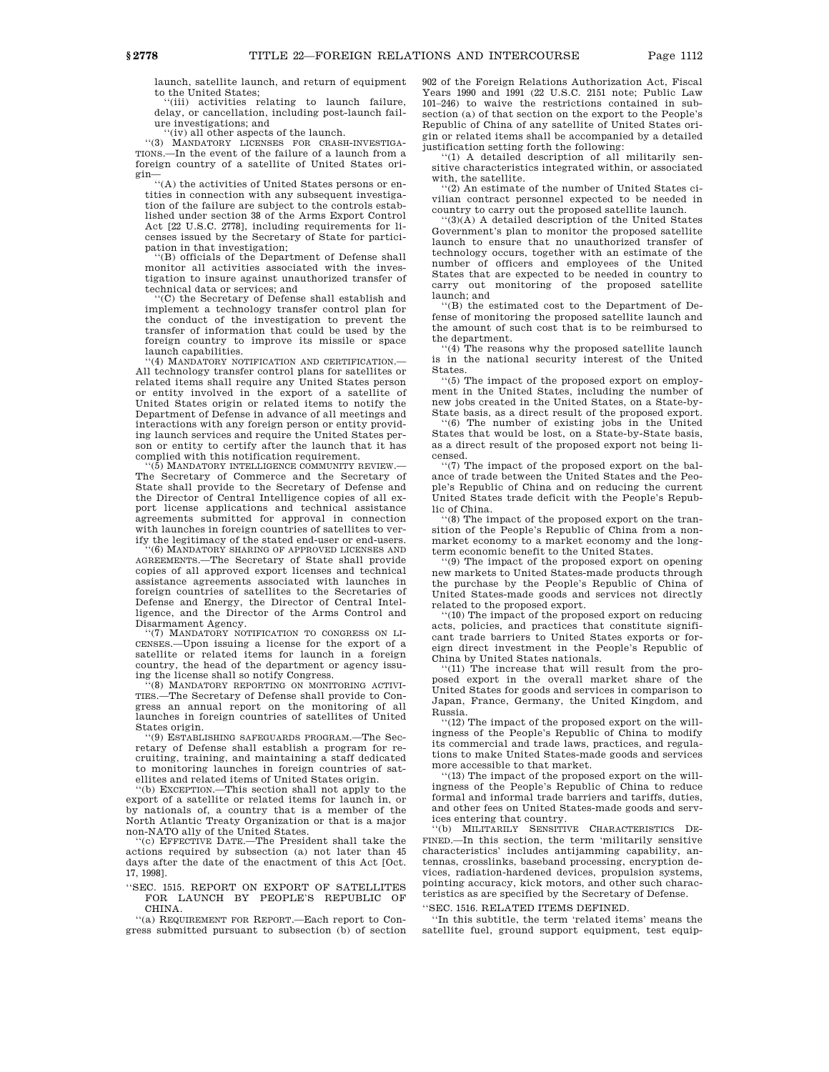launch, satellite launch, and return of equipment to the United States;

"(iii) activities relating to launch failure, delay, or cancellation, including post-launch failure investigations; and

"(iv) all other aspects of the launch.

"(3) MANDATORY LICENSES FOR CRASH-INVESTIGATIONS.—In the event of the failure of a launch from a foreign country of a satellite of United States origin—

"(A) the activities of United States persons or entities in connection with any subsequent investigation of the failure are subject to the controls established under section 38 of the Arms Export Control Act [22 U.S.C. 2778], including requirements for licenses issued by the Secretary of State for participation in that investigation;

"(B) officials of the Department of Defense shall monitor all activities associated with the investigation to insure against unauthorized transfer of technical data or services; and

"(C) the Secretary of Defense shall establish and implement a technology transfer control plan for the conduct of the investigation to prevent the transfer of information that could be used by the foreign country to improve its missile or space launch capabilities.

"(4) MANDATORY NOTIFICATION AND CERTIFICATION.—All technology transfer control plans for satellites or related items shall require any United States person or entity involved in the export of a satellite of United States origin or related items to notify the Department of Defense in advance of all meetings and interactions with any foreign person or entity providing launch services and require the United States person or entity to certify after the launch that it has complied with this notification requirement.

"(5) MANDATORY INTELLIGENCE COMMUNITY REVIEW.—The Secretary of Commerce and the Secretary of State shall provide to the Secretary of Defense and the Director of Central Intelligence copies of all export license applications and technical assistance agreements submitted for approval in connection with launches in foreign countries of satellites to verify the legitimacy of the stated end-user or end-users.

"(6) MANDATORY SHARING OF APPROVED LICENSES AND AGREEMENTS.—The Secretary of State shall provide copies of all approved export licenses and technical assistance agreements associated with launches in foreign countries of satellites to the Secretaries of Defense and Energy, the Director of Central Intelligence, and the Director of the Arms Control and Disarmament Agency.

"(7) MANDATORY NOTIFICATION TO CONGRESS ON LICENSES.—Upon issuing a license for the export of a satellite or related items for launch in a foreign country, the head of the department or agency issuing the license shall so notify Congress.

"(8) MANDATORY REPORTING ON MONITORING ACTIVITIES.—The Secretary of Defense shall provide to Congress an annual report on the monitoring of all launches in foreign countries of satellites of United States origin.

"(9) ESTABLISHING SAFEGUARDS PROGRAM.—The Secretary of Defense shall establish a program for recruiting, training, and maintaining a staff dedicated to monitoring launches in foreign countries of satellites and related items of United States origin.

"(b) EXCEPTION.—This section shall not apply to the export of a satellite or related items for launch in, or by nationals of, a country that is a member of the North Atlantic Treaty Organization or that is a major non-NATO ally of the United States.

"(c) EFFECTIVE DATE.—The President shall take the actions required by subsection (a) not later than 45 days after the date of the enactment of this Act [Oct. 17, 1998].

"SEC. 1515. REPORT ON EXPORT OF SATELLITES FOR LAUNCH BY PEOPLE'S REPUBLIC OF CHINA.

"(a) REQUIREMENT FOR REPORT.—Each report to Congress submitted pursuant to subsection (b) of section 902 of the Foreign Relations Authorization Act, Fiscal Years 1990 and 1991 (22 U.S.C. 2151 note; Public Law 101–246) to waive the restrictions contained in subsection (a) of that section on the export to the People's Republic of China of any satellite of United States origin or related items shall be accompanied by a detailed justification setting forth the following:

"(1) A detailed description of all militarily sensitive characteristics integrated within, or associated with, the satellite.

"(2) An estimate of the number of United States civilian contract personnel expected to be needed in country to carry out the proposed satellite launch.

"(3)(A) A detailed description of the United States Government's plan to monitor the proposed satellite launch to ensure that no unauthorized transfer of technology occurs, together with an estimate of the number of officers and employees of the United States that are expected to be needed in country to carry out monitoring of the proposed satellite launch; and

"(B) the estimated cost to the Department of Defense of monitoring the proposed satellite launch and the amount of such cost that is to be reimbursed to the department.

"(4) The reasons why the proposed satellite launch is in the national security interest of the United States.

"(5) The impact of the proposed export on employment in the United States, including the number of new jobs created in the United States, on a State-by-State basis, as a direct result of the proposed export.

"(6) The number of existing jobs in the United States that would be lost, on a State-by-State basis, as a direct result of the proposed export not being licensed.

"(7) The impact of the proposed export on the balance of trade between the United States and the People's Republic of China and on reducing the current United States trade deficit with the People's Republic of China.

"(8) The impact of the proposed export on the transition of the People's Republic of China from a nonmarket economy to a market economy and the long-term economic benefit to the United States.

"(9) The impact of the proposed export on opening new markets to United States-made products through the purchase by the People's Republic of China of United States-made goods and services not directly related to the proposed export.

"(10) The impact of the proposed export on reducing acts, policies, and practices that constitute significant trade barriers to United States exports or foreign direct investment in the People's Republic of China by United States nationals.

"(11) The increase that will result from the proposed export in the overall market share of the United States for goods and services in comparison to Japan, France, Germany, the United Kingdom, and Russia.

"(12) The impact of the proposed export on the willingness of the People's Republic of China to modify its commercial and trade laws, practices, and regulations to make United States-made goods and services more accessible to that market.

"(13) The impact of the proposed export on the willingness of the People's Republic of China to reduce formal and informal trade barriers and tariffs, duties, and other fees on United States-made goods and services entering that country.

"(b) MILITARILY SENSITIVE CHARACTERISTICS DEFINED.—In this section, the term 'militarily sensitive characteristics' includes antijamming capability, antennas, crosslinks, baseband processing, encryption devices, radiation-hardened devices, propulsion systems, pointing accuracy, kick motors, and other such characteristics as are specified by the Secretary of Defense.

"SEC. 1516. RELATED ITEMS DEFINED.

"In this subtitle, the term 'related items' means the satellite fuel, ground support equipment, test equip-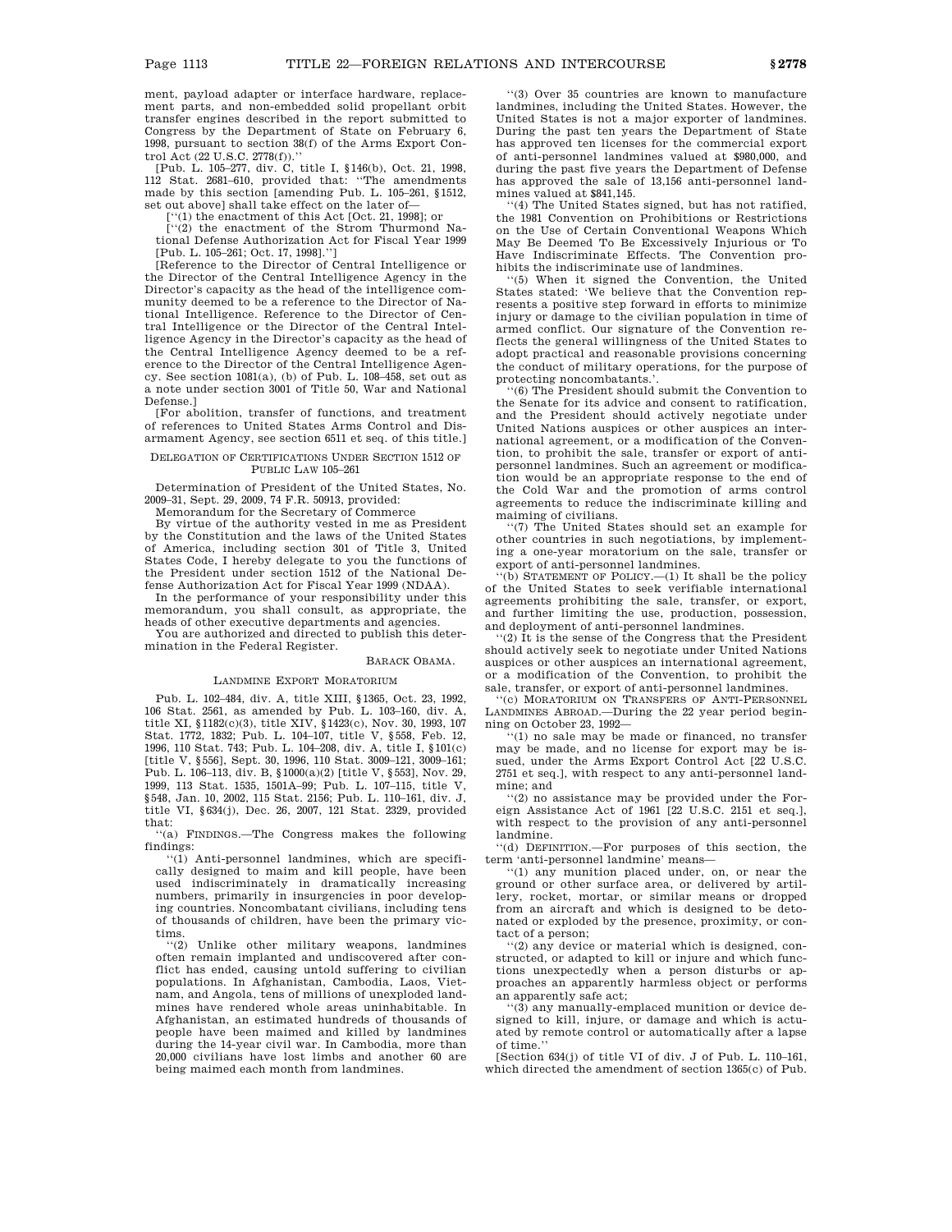ment, payload adapter or interface hardware, replacement parts, and non-embedded solid propellant orbit transfer engines described in the report submitted to Congress by the Department of State on February 6, 1998, pursuant to section 38(f) of the Arms Export Control Act (22 U.S.C. 2778(f)).''

[Pub. L. 105–277, div. C, title I, §146(b), Oct. 21, 1998, 112 Stat. 2681–610, provided that: ''The amendments made by this section [amending Pub. L. 105–261, §1512, set out above] shall take effect on the later of—

[''(1) the enactment of this Act [Oct. 21, 1998]; or

[''(2) the enactment of the Strom Thurmond National Defense Authorization Act for Fiscal Year 1999 [Pub. L. 105–261; Oct. 17, 1998].'']

[Reference to the Director of Central Intelligence or the Director of the Central Intelligence Agency in the Director's capacity as the head of the intelligence community deemed to be a reference to the Director of National Intelligence. Reference to the Director of Central Intelligence or the Director of the Central Intelligence Agency in the Director's capacity as the head of the Central Intelligence Agency deemed to be a reference to the Director of the Central Intelligence Agency. See section 1081(a), (b) of Pub. L. 108–458, set out as a note under section 3001 of Title 50, War and National Defense.]

[For abolition, transfer of functions, and treatment of references to United States Arms Control and Disarmament Agency, see section 6511 et seq. of this title.]

DELEGATION OF CERTIFICATIONS UNDER SECTION 1512 OF PUBLIC LAW 105–261

Determination of President of the United States, No. 2009–31, Sept. 29, 2009, 74 F.R. 50913, provided:

Memorandum for the Secretary of Commerce

By virtue of the authority vested in me as President by the Constitution and the laws of the United States of America, including section 301 of Title 3, United States Code, I hereby delegate to you the functions of the President under section 1512 of the National Defense Authorization Act for Fiscal Year 1999 (NDAA).

In the performance of your responsibility under this memorandum, you shall consult, as appropriate, the heads of other executive departments and agencies.

You are authorized and directed to publish this determination in the Federal Register.

BARACK OBAMA.

LANDMINE EXPORT MORATORIUM

Pub. L. 102–484, div. A, title XIII, §1365, Oct. 23, 1992, 106 Stat. 2561, as amended by Pub. L. 103–160, div. A, title XI, §1182(c)(3), title XIV, §1423(c), Nov. 30, 1993, 107 Stat. 1772, 1832; Pub. L. 104–107, title V, §558, Feb. 12, 1996, 110 Stat. 743; Pub. L. 104–208, div. A, title I, §101(c) [title V, §556], Sept. 30, 1996, 110 Stat. 3009–121, 3009–161; Pub. L. 106–113, div. B, §1000(a)(2) [title V, §553], Nov. 29, 1999, 113 Stat. 1535, 1501A–99; Pub. L. 107–115, title V, §548, Jan. 10, 2002, 115 Stat. 2156; Pub. L. 110–161, div. J, title VI, §634(j), Dec. 26, 2007, 121 Stat. 2329, provided that:

''(a) FINDINGS.—The Congress makes the following findings:

''(1) Anti-personnel landmines, which are specifically designed to maim and kill people, have been used indiscriminately in dramatically increasing numbers, primarily in insurgencies in poor developing countries. Noncombatant civilians, including tens of thousands of children, have been the primary victims.

''(2) Unlike other military weapons, landmines often remain implanted and undiscovered after conflict has ended, causing untold suffering to civilian populations. In Afghanistan, Cambodia, Laos, Vietnam, and Angola, tens of millions of unexploded landmines have rendered whole areas uninhabitable. In Afghanistan, an estimated hundreds of thousands of people have been maimed and killed by landmines during the 14-year civil war. In Cambodia, more than 20,000 civilians have lost limbs and another 60 are being maimed each month from landmines.

''(3) Over 35 countries are known to manufacture landmines, including the United States. However, the United States is not a major exporter of landmines. During the past ten years the Department of State has approved ten licenses for the commercial export of anti-personnel landmines valued at $980,000, and during the past five years the Department of Defense has approved the sale of 13,156 anti-personnel landmines valued at $841,145.

''(4) The United States signed, but has not ratified, the 1981 Convention on Prohibitions or Restrictions on the Use of Certain Conventional Weapons Which May Be Deemed To Be Excessively Injurious or To Have Indiscriminate Effects. The Convention prohibits the indiscriminate use of landmines.

''(5) When it signed the Convention, the United States stated: 'We believe that the Convention represents a positive step forward in efforts to minimize injury or damage to the civilian population in time of armed conflict. Our signature of the Convention reflects the general willingness of the United States to adopt practical and reasonable provisions concerning the conduct of military operations, for the purpose of protecting noncombatants.'.

''(6) The President should submit the Convention to the Senate for its advice and consent to ratification, and the President should actively negotiate under United Nations auspices or other auspices an international agreement, or a modification of the Convention, to prohibit the sale, transfer or export of anti-personnel landmines. Such an agreement or modification would be an appropriate response to the end of the Cold War and the promotion of arms control agreements to reduce the indiscriminate killing and maiming of civilians.

''(7) The United States should set an example for other countries in such negotiations, by implementing a one-year moratorium on the sale, transfer or export of anti-personnel landmines.

''(b) STATEMENT OF POLICY.—(1) It shall be the policy of the United States to seek verifiable international agreements prohibiting the sale, transfer, or export, and further limiting the use, production, possession, and deployment of anti-personnel landmines.

''(2) It is the sense of the Congress that the President should actively seek to negotiate under United Nations auspices or other auspices an international agreement, or a modification of the Convention, to prohibit the sale, transfer, or export of anti-personnel landmines.

''(c) MORATORIUM ON TRANSFERS OF ANTI-PERSONNEL LANDMINES ABROAD.—During the 22 year period beginning on October 23, 1992—

''(1) no sale may be made or financed, no transfer may be made, and no license for export may be issued, under the Arms Export Control Act [22 U.S.C. 2751 et seq.], with respect to any anti-personnel landmine; and

''(2) no assistance may be provided under the Foreign Assistance Act of 1961 [22 U.S.C. 2151 et seq.], with respect to the provision of any anti-personnel landmine.

''(d) DEFINITION.—For purposes of this section, the term 'anti-personnel landmine' means—

''(1) any munition placed under, on, or near the ground or other surface area, or delivered by artillery, rocket, mortar, or similar means or dropped from an aircraft and which is designed to be detonated or exploded by the presence, proximity, or contact of a person;

''(2) any device or material which is designed, constructed, or adapted to kill or injure and which functions unexpectedly when a person disturbs or approaches an apparently harmless object or performs an apparently safe act;

''(3) any manually-emplaced munition or device designed to kill, injure, or damage and which is actuated by remote control or automatically after a lapse of time.''

[Section 634(j) of title VI of div. J of Pub. L. 110–161, which directed the amendment of section 1365(c) of Pub.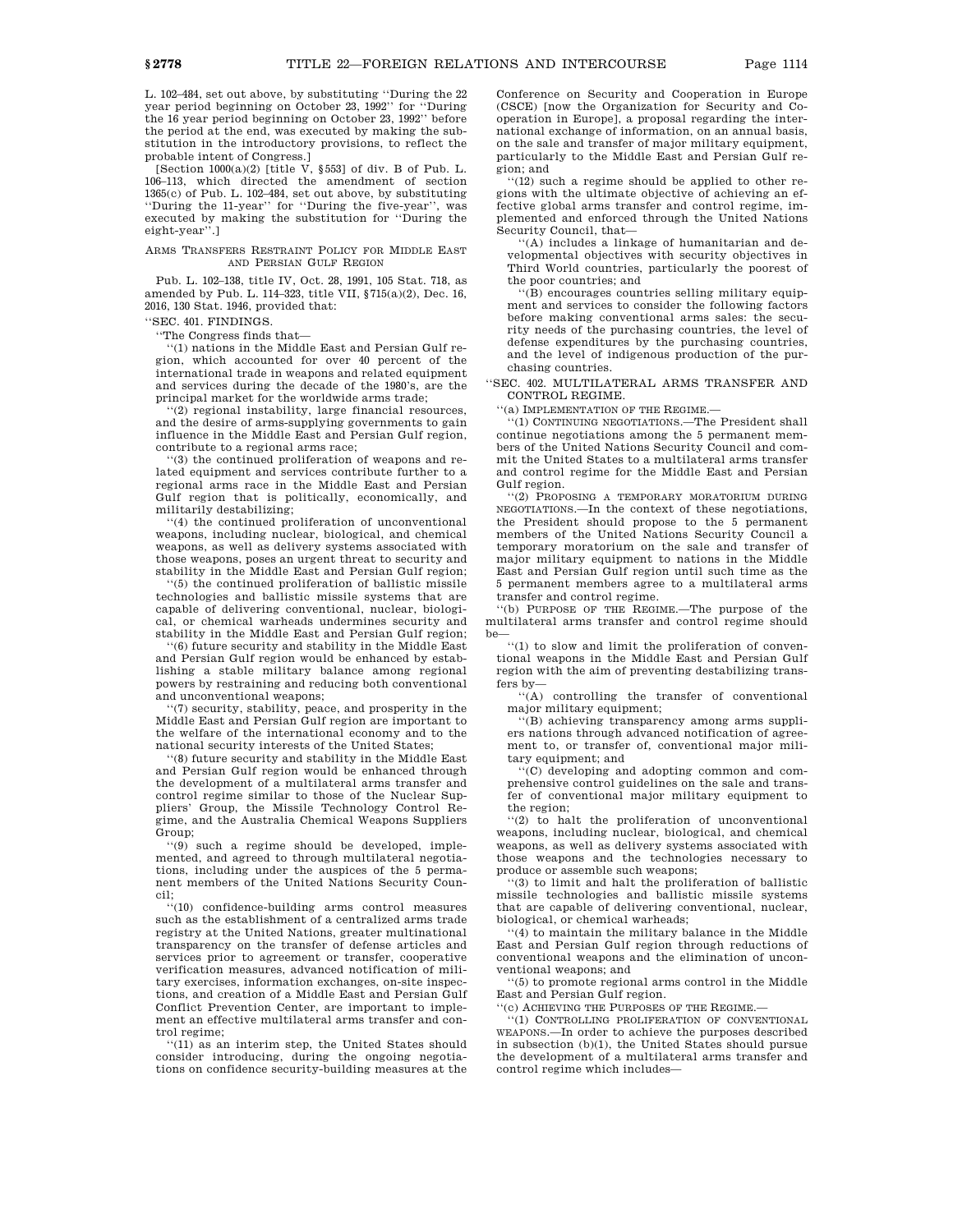L. 102–484, set out above, by substituting ''During the 22 year period beginning on October 23, 1992'' for ''During the 16 year period beginning on October 23, 1992'' before the period at the end, was executed by making the substitution in the introductory provisions, to reflect the probable intent of Congress.]

[Section 1000(a)(2) [title V, §553] of div. B of Pub. L. 106–113, which directed the amendment of section 1365(c) of Pub. L. 102–484, set out above, by substituting ''During the 11-year'' for ''During the five-year'', was executed by making the substitution for ''During the eight-year''.]

## ARMS TRANSFERS RESTRAINT POLICY FOR MIDDLE EAST AND PERSIAN GULF REGION

Pub. L. 102–138, title IV, Oct. 28, 1991, 105 Stat. 718, as amended by Pub. L. 114–323, title VII, §715(a)(2), Dec. 16, 2016, 130 Stat. 1946, provided that:

''SEC. 401. FINDINGS.

''The Congress finds that—

''(1) nations in the Middle East and Persian Gulf region, which accounted for over 40 percent of the international trade in weapons and related equipment and services during the decade of the 1980's, are the principal market for the worldwide arms trade;

''(2) regional instability, large financial resources, and the desire of arms-supplying governments to gain influence in the Middle East and Persian Gulf region, contribute to a regional arms race;

''(3) the continued proliferation of weapons and related equipment and services contribute further to a regional arms race in the Middle East and Persian Gulf region that is politically, economically, and militarily destabilizing;

''(4) the continued proliferation of unconventional weapons, including nuclear, biological, and chemical weapons, as well as delivery systems associated with those weapons, poses an urgent threat to security and stability in the Middle East and Persian Gulf region;

''(5) the continued proliferation of ballistic missile technologies and ballistic missile systems that are capable of delivering conventional, nuclear, biological, or chemical warheads undermines security and stability in the Middle East and Persian Gulf region;

''(6) future security and stability in the Middle East and Persian Gulf region would be enhanced by establishing a stable military balance among regional powers by restraining and reducing both conventional and unconventional weapons;

''(7) security, stability, peace, and prosperity in the Middle East and Persian Gulf region are important to the welfare of the international economy and to the national security interests of the United States;

''(8) future security and stability in the Middle East and Persian Gulf region would be enhanced through the development of a multilateral arms transfer and control regime similar to those of the Nuclear Suppliers' Group, the Missile Technology Control Regime, and the Australia Chemical Weapons Suppliers Group;

''(9) such a regime should be developed, implemented, and agreed to through multilateral negotiations, including under the auspices of the 5 permanent members of the United Nations Security Council;

''(10) confidence-building arms control measures such as the establishment of a centralized arms trade registry at the United Nations, greater multinational transparency on the transfer of defense articles and services prior to agreement or transfer, cooperative verification measures, advanced notification of military exercises, information exchanges, on-site inspections, and creation of a Middle East and Persian Gulf Conflict Prevention Center, are important to implement an effective multilateral arms transfer and control regime;

''(11) as an interim step, the United States should consider introducing, during the ongoing negotiations on confidence security-building measures at the Conference on Security and Cooperation in Europe (CSCE) [now the Organization for Security and Cooperation in Europe], a proposal regarding the international exchange of information, on an annual basis, on the sale and transfer of major military equipment, particularly to the Middle East and Persian Gulf region; and

''(12) such a regime should be applied to other regions with the ultimate objective of achieving an effective global arms transfer and control regime, implemented and enforced through the United Nations Security Council, that—

''(A) includes a linkage of humanitarian and developmental objectives with security objectives in Third World countries, particularly the poorest of the poor countries; and

''(B) encourages countries selling military equipment and services to consider the following factors before making conventional arms sales: the security needs of the purchasing countries, the level of defense expenditures by the purchasing countries, and the level of indigenous production of the purchasing countries.

''SEC. 402. MULTILATERAL ARMS TRANSFER AND CONTROL REGIME.

''(a) IMPLEMENTATION OF THE REGIME.—

''(1) CONTINUING NEGOTIATIONS.—The President shall continue negotiations among the 5 permanent members of the United Nations Security Council and commit the United States to a multilateral arms transfer and control regime for the Middle East and Persian Gulf region.

''(2) PROPOSING A TEMPORARY MORATORIUM DURING NEGOTIATIONS.—In the context of these negotiations, the President should propose to the 5 permanent members of the United Nations Security Council a temporary moratorium on the sale and transfer of major military equipment to nations in the Middle East and Persian Gulf region until such time as the 5 permanent members agree to a multilateral arms transfer and control regime.

''(b) PURPOSE OF THE REGIME.—The purpose of the multilateral arms transfer and control regime should be—

''(1) to slow and limit the proliferation of conventional weapons in the Middle East and Persian Gulf region with the aim of preventing destabilizing transfers by—

''(A) controlling the transfer of conventional major military equipment;

''(B) achieving transparency among arms suppliers nations through advanced notification of agreement to, or transfer of, conventional major military equipment; and

''(C) developing and adopting common and comprehensive control guidelines on the sale and transfer of conventional major military equipment to the region;

''(2) to halt the proliferation of unconventional weapons, including nuclear, biological, and chemical weapons, as well as delivery systems associated with those weapons and the technologies necessary to produce or assemble such weapons;

''(3) to limit and halt the proliferation of ballistic missile technologies and ballistic missile systems that are capable of delivering conventional, nuclear, biological, or chemical warheads;

''(4) to maintain the military balance in the Middle East and Persian Gulf region through reductions of conventional weapons and the elimination of unconventional weapons; and

''(5) to promote regional arms control in the Middle East and Persian Gulf region.

''(c) ACHIEVING THE PURPOSES OF THE REGIME.—

''(1) CONTROLLING PROLIFERATION OF CONVENTIONAL WEAPONS.—In order to achieve the purposes described in subsection (b)(1), the United States should pursue the development of a multilateral arms transfer and control regime which includes—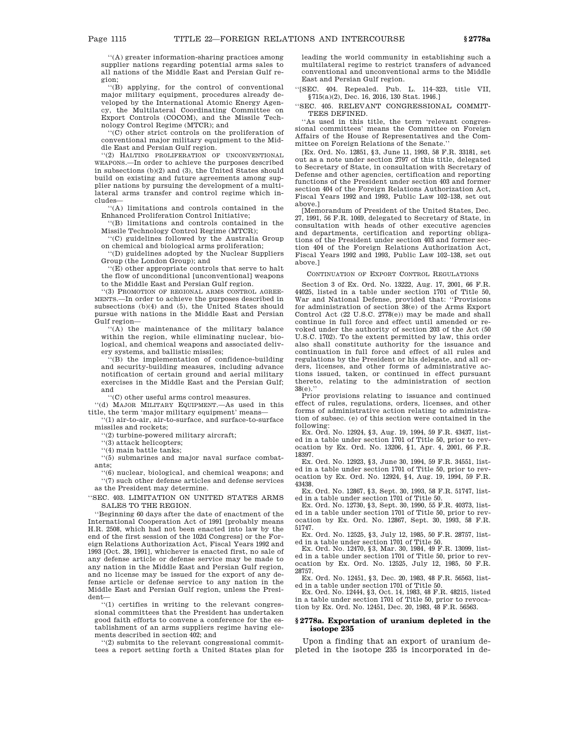''(A) greater information-sharing practices among supplier nations regarding potential arms sales to all nations of the Middle East and Persian Gulf region;

''(B) applying, for the control of conventional major military equipment, procedures already developed by the International Atomic Energy Agency, the Multilateral Coordinating Committee on Export Controls (COCOM), and the Missile Technology Control Regime (MTCR); and

''(C) other strict controls on the proliferation of conventional major military equipment to the Middle East and Persian Gulf region.

''(2) HALTING PROLIFERATION OF UNCONVENTIONAL WEAPONS.—In order to achieve the purposes described in subsections (b)(2) and (3), the United States should build on existing and future agreements among supplier nations by pursuing the development of a multilateral arms transfer and control regime which includes—

''(A) limitations and controls contained in the Enhanced Proliferation Control Initiative;

''(B) limitations and controls contained in the Missile Technology Control Regime (MTCR);

''(C) guidelines followed by the Australia Group on chemical and biological arms proliferation;

''(D) guidelines adopted by the Nuclear Suppliers Group (the London Group); and

''(E) other appropriate controls that serve to halt the flow of unconditional [unconventional] weapons to the Middle East and Persian Gulf region.

''(3) PROMOTION OF REGIONAL ARMS CONTROL AGREEMENTS.—In order to achieve the purposes described in subsections (b)(4) and (5), the United States should pursue with nations in the Middle East and Persian Gulf region—

''(A) the maintenance of the military balance within the region, while eliminating nuclear, biological, and chemical weapons and associated delivery systems, and ballistic missiles;

''(B) the implementation of confidence-building and security-building measures, including advance notification of certain ground and aerial military exercises in the Middle East and the Persian Gulf; and

''(C) other useful arms control measures.

''(d) MAJOR MILITARY EQUIPMENT.—As used in this title, the term 'major military equipment' means—

''(1) air-to-air, air-to-surface, and surface-to-surface missiles and rockets;

''(2) turbine-powered military aircraft;

''(3) attack helicopters;

''(4) main battle tanks;

''(5) submarines and major naval surface combatants;

''(6) nuclear, biological, and chemical weapons; and

''(7) such other defense articles and defense services as the President may determine.

''SEC. 403. LIMITATION ON UNITED STATES ARMS SALES TO THE REGION.

''Beginning 60 days after the date of enactment of the International Cooperation Act of 1991 [probably means H.R. 2508, which had not been enacted into law by the end of the first session of the 102d Congress] or the Foreign Relations Authorization Act, Fiscal Years 1992 and 1993 [Oct. 28, 1991], whichever is enacted first, no sale of any defense article or defense service may be made to any nation in the Middle East and Persian Gulf region, and no license may be issued for the export of any defense article or defense service to any nation in the Middle East and Persian Gulf region, unless the President—

''(1) certifies in writing to the relevant congressional committees that the President has undertaken good faith efforts to convene a conference for the establishment of an arms suppliers regime having elements described in section 402; and

''(2) submits to the relevant congressional committees a report setting forth a United States plan for leading the world community in establishing such a multilateral regime to restrict transfers of advanced conventional and unconventional arms to the Middle East and Persian Gulf region.

''[SEC. 404. Repealed. Pub. L. 114–323, title VII, §715(a)(2), Dec. 16, 2016, 130 Stat. 1946.]

''SEC. 405. RELEVANT CONGRESSIONAL COMMITTEES DEFINED.

''As used in this title, the term 'relevant congressional committees' means the Committee on Foreign Affairs of the House of Representatives and the Committee on Foreign Relations of the Senate.''

[Ex. Ord. No. 12851, §3, June 11, 1993, 58 F.R. 33181, set out as a note under section 2797 of this title, delegated to Secretary of State, in consultation with Secretary of Defense and other agencies, certification and reporting functions of the President under section 403 and former section 404 of the Foreign Relations Authorization Act, Fiscal Years 1992 and 1993, Public Law 102–138, set out above.]

[Memorandum of President of the United States, Dec. 27, 1991, 56 F.R. 1069, delegated to Secretary of State, in consultation with heads of other executive agencies and departments, certification and reporting obligations of the President under section 403 and former section 404 of the Foreign Relations Authorization Act, Fiscal Years 1992 and 1993, Public Law 102–138, set out above.]

CONTINUATION OF EXPORT CONTROL REGULATIONS

Section 3 of Ex. Ord. No. 13222, Aug. 17, 2001, 66 F.R. 44025, listed in a table under section 1701 of Title 50, War and National Defense, provided that: ''Provisions for administration of section 38(e) of the Arms Export Control Act (22 U.S.C. 2778(e)) may be made and shall continue in full force and effect until amended or revoked under the authority of section 203 of the Act (50 U.S.C. 1702). To the extent permitted by law, this order also shall constitute authority for the issuance and continuation in full force and effect of all rules and regulations by the President or his delegate, and all orders, licenses, and other forms of administrative actions issued, taken, or continued in effect pursuant thereto, relating to the administration of section 38(e).''

Prior provisions relating to issuance and continued effect of rules, regulations, orders, licenses, and other forms of administrative action relating to administration of subsec. (e) of this section were contained in the following:

Ex. Ord. No. 12924, §3, Aug. 19, 1994, 59 F.R. 43437, listed in a table under section 1701 of Title 50, prior to revocation by Ex. Ord. No. 13206, §1, Apr. 4, 2001, 66 F.R. 18397.

Ex. Ord. No. 12923, §3, June 30, 1994, 59 F.R. 34551, listed in a table under section 1701 of Title 50, prior to revocation by Ex. Ord. No. 12924, §4, Aug. 19, 1994, 59 F.R. 43438.

Ex. Ord. No. 12867, §3, Sept. 30, 1993, 58 F.R. 51747, listed in a table under section 1701 of Title 50.

Ex. Ord. No. 12730, §3, Sept. 30, 1990, 55 F.R. 40373, listed in a table under section 1701 of Title 50, prior to revocation by Ex. Ord. No. 12867, Sept. 30, 1993, 58 F.R. 51747.

Ex. Ord. No. 12525, §3, July 12, 1985, 50 F.R. 28757, listed in a table under section 1701 of Title 50.

Ex. Ord. No. 12470, §3, Mar. 30, 1984, 49 F.R. 13099, listed in a table under section 1701 of Title 50, prior to revocation by Ex. Ord. No. 12525, July 12, 1985, 50 F.R. 28757.

Ex. Ord. No. 12451, §3, Dec. 20, 1983, 48 F.R. 56563, listed in a table under section 1701 of Title 50.

Ex. Ord. No. 12444, §3, Oct. 14, 1983, 48 F.R. 48215, listed in a table under section 1701 of Title 50, prior to revocation by Ex. Ord. No. 12451, Dec. 20, 1983, 48 F.R. 56563.

### §2778a. Exportation of uranium depleted in the isotope 235

Upon a finding that an export of uranium depleted in the isotope 235 is incorporated in de-